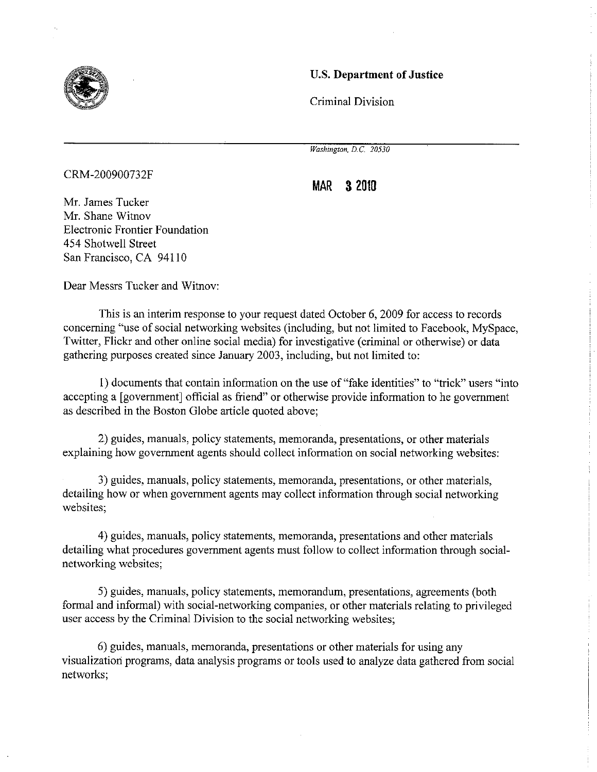**U.S. Department of Justice**

Criminal Division

*Washington, D.C. 20530*

CRM-200900732F

**MAR 3 2010**

Mr. James Tucker
Mr. Shane Witnov
Electronic Frontier Foundation
454 Shotwell Street
San Francisco, CA 94110

Dear Messrs Tucker and Witnov:

This is an interim response to your request dated October 6, 2009 for access to records concerning "use of social networking websites (including, but not limited to Facebook, MySpace, Twitter, Flickr and other online social media) for investigative (criminal or otherwise) or data gathering purposes created since January 2003, including, but not limited to:

1) documents that contain information on the use of "fake identities" to "trick" users "into accepting a [government] official as friend" or otherwise provide information to he government as described in the Boston Globe article quoted above;

2) guides, manuals, policy statements, memoranda, presentations, or other materials explaining how government agents should collect information on social networking websites:

3) guides, manuals, policy statements, memoranda, presentations, or other materials, detailing how or when government agents may collect information through social networking websites;

4) guides, manuals, policy statements, memoranda, presentations and other materials detailing what procedures government agents must follow to collect information through social-networking websites;

5) guides, manuals, policy statements, memorandum, presentations, agreements (both formal and informal) with social-networking companies, or other materials relating to privileged user access by the Criminal Division to the social networking websites;

6) guides, manuals, memoranda, presentations or other materials for using any visualization programs, data analysis programs or tools used to analyze data gathered from social networks;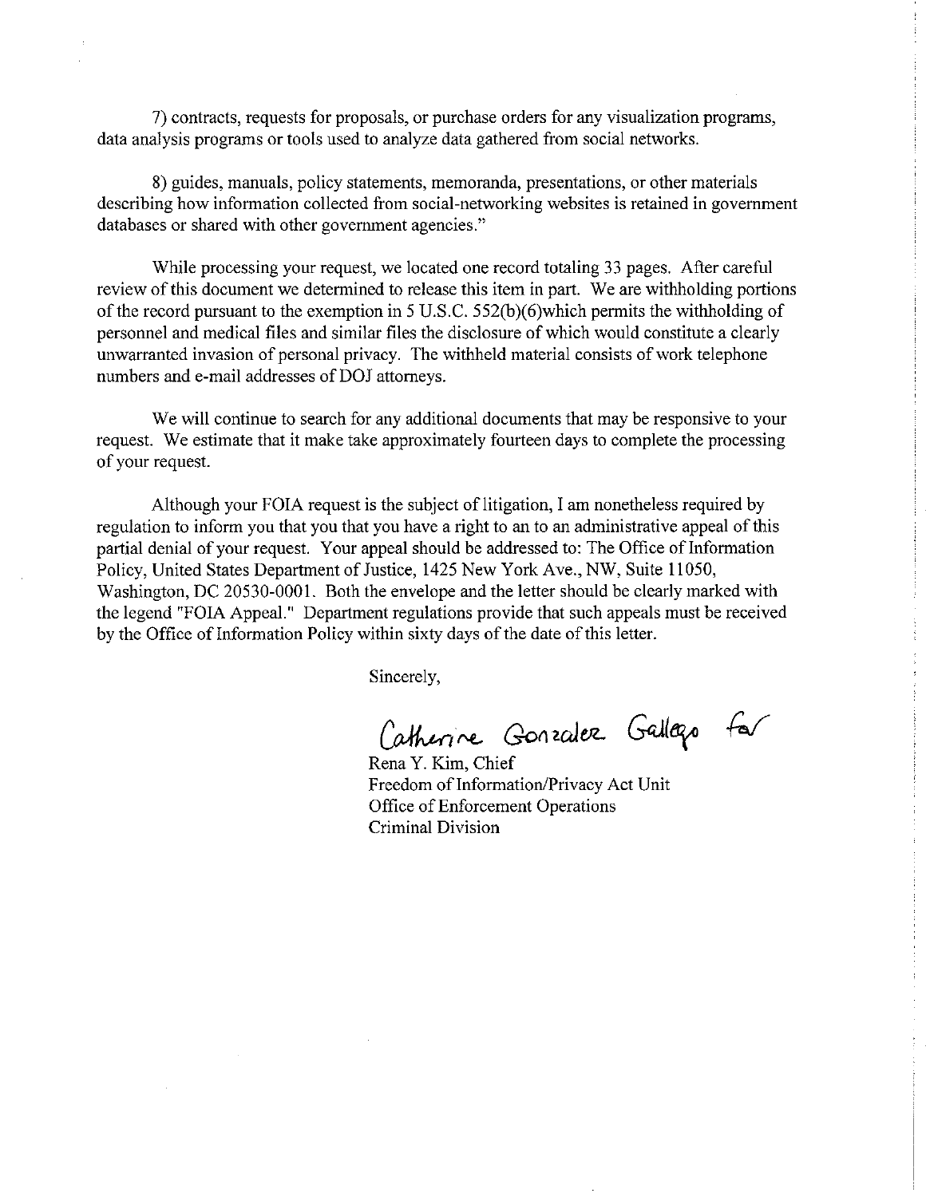7) contracts, requests for proposals, or purchase orders for any visualization programs, data analysis programs or tools used to analyze data gathered from social networks.

8) guides, manuals, policy statements, memoranda, presentations, or other materials describing how information collected from social-networking websites is retained in government databases or shared with other government agencies."

While processing your request, we located one record totaling 33 pages. After careful review of this document we determined to release this item in part. We are withholding portions of the record pursuant to the exemption in 5 U.S.C. 552(b)(6)which permits the withholding of personnel and medical files and similar files the disclosure of which would constitute a clearly unwarranted invasion of personal privacy. The withheld material consists of work telephone numbers and e-mail addresses of DOJ attorneys.

We will continue to search for any additional documents that may be responsive to your request. We estimate that it make take approximately fourteen days to complete the processing of your request.

Although your FOIA request is the subject of litigation, I am nonetheless required by regulation to inform you that you that you have a right to an to an administrative appeal of this partial denial of your request. Your appeal should be addressed to: The Office of Information Policy, United States Department of Justice, 1425 New York Ave., NW, Suite 11050, Washington, DC 20530-0001. Both the envelope and the letter should be clearly marked with the legend "FOIA Appeal." Department regulations provide that such appeals must be received by the Office of Information Policy within sixty days of the date of this letter.

Sincerely,

Catherine Gonzalez Gallego for

Rena Y. Kim, Chief
Freedom of Information/Privacy Act Unit
Office of Enforcement Operations
Criminal Division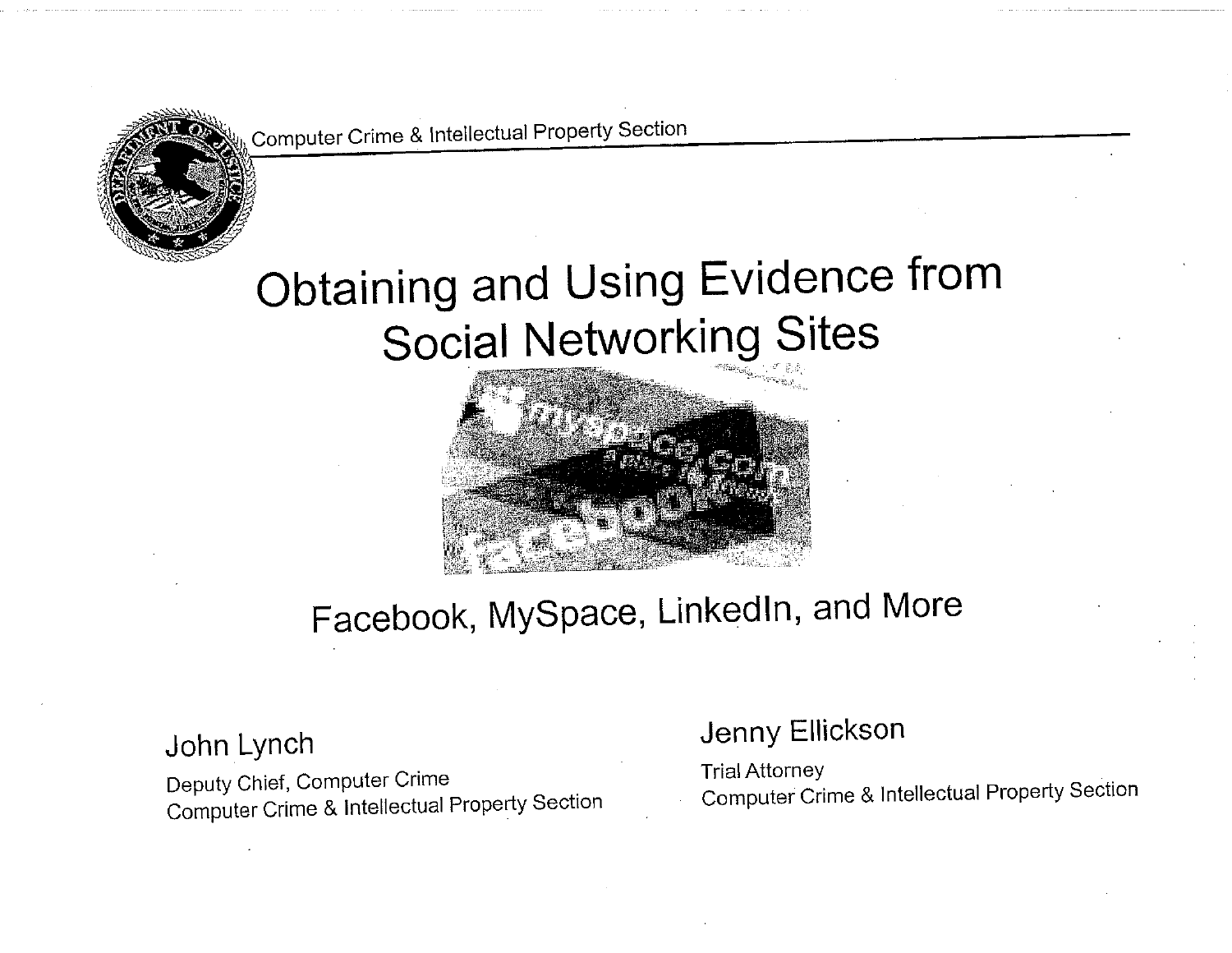Computer Crime & Intellectual Property Section

# Obtaining and Using Evidence from Social Networking Sites

## Facebook, MySpace, LinkedIn, and More

**John Lynch**
Deputy Chief, Computer Crime
Computer Crime & Intellectual Property Section

**Jenny Ellickson**
Trial Attorney
Computer Crime & Intellectual Property Section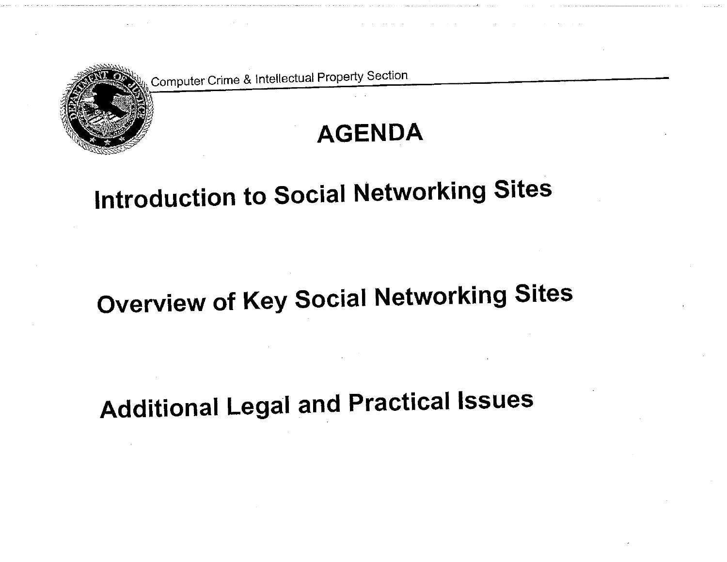Computer Crime & Intellectual Property Section

# AGENDA

## Introduction to Social Networking Sites

## Overview of Key Social Networking Sites

## Additional Legal and Practical Issues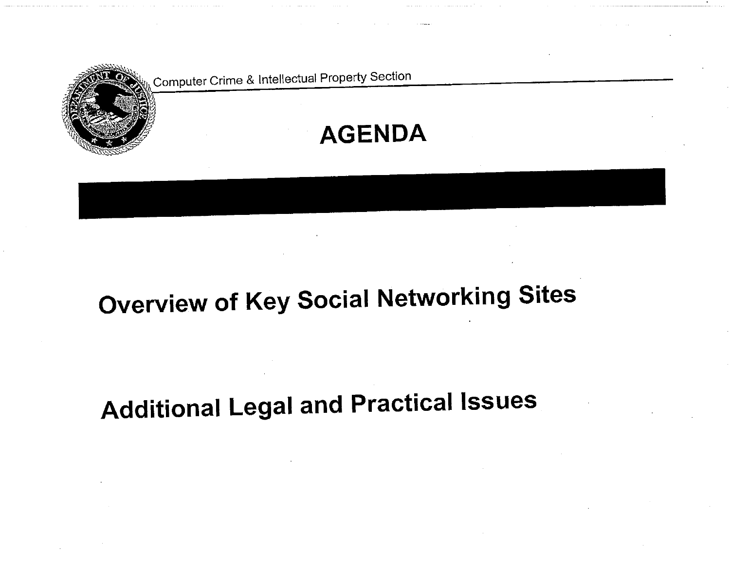Computer Crime & Intellectual Property Section

# AGENDA

Overview of Key Social Networking Sites

Additional Legal and Practical Issues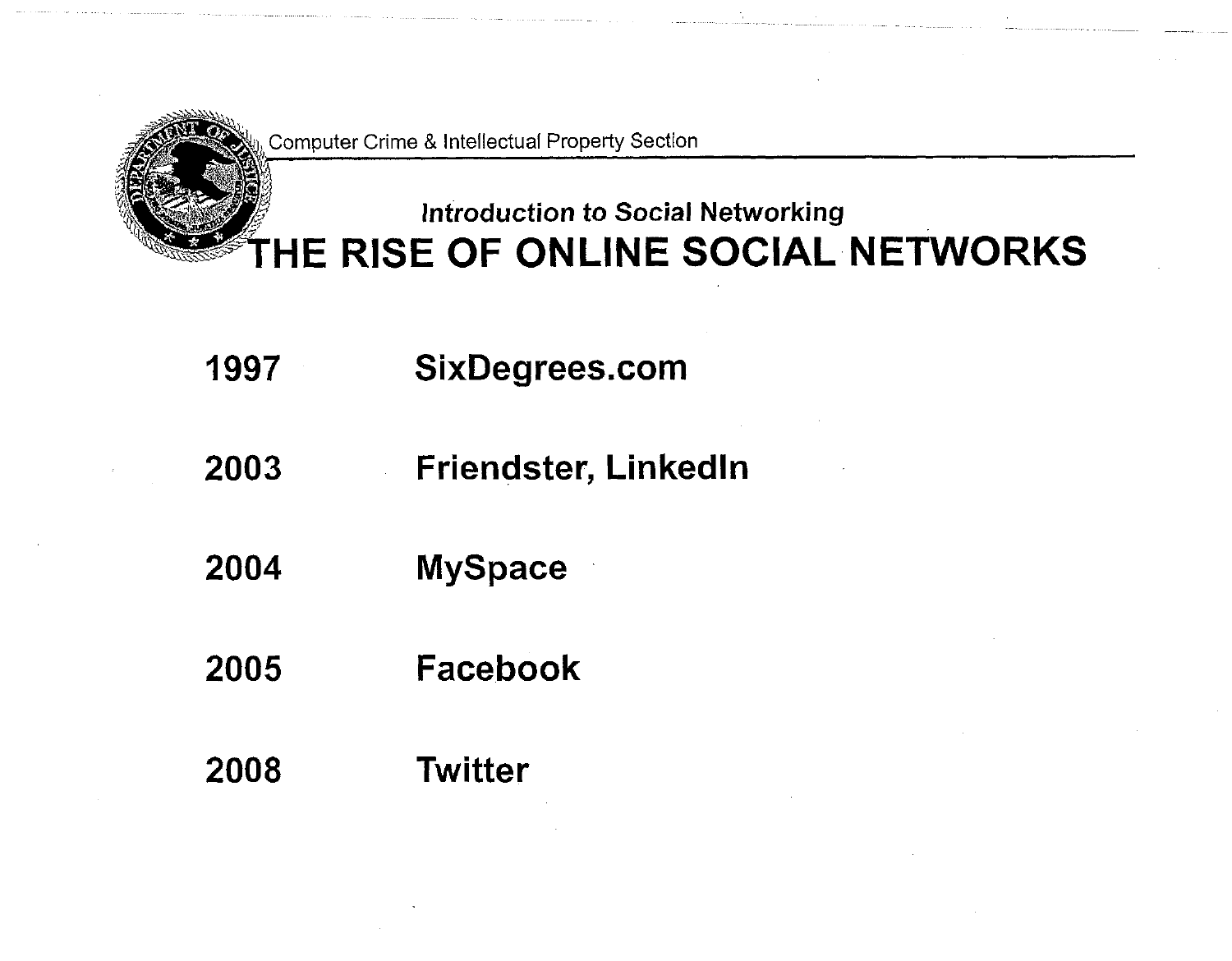*Introduction to Social Networking*

# THE RISE OF ONLINE SOCIAL NETWORKS

- **1997** SixDegrees.com
- **2003** Friendster, LinkedIn
- **2004** MySpace
- **2005** Facebook
- **2008** Twitter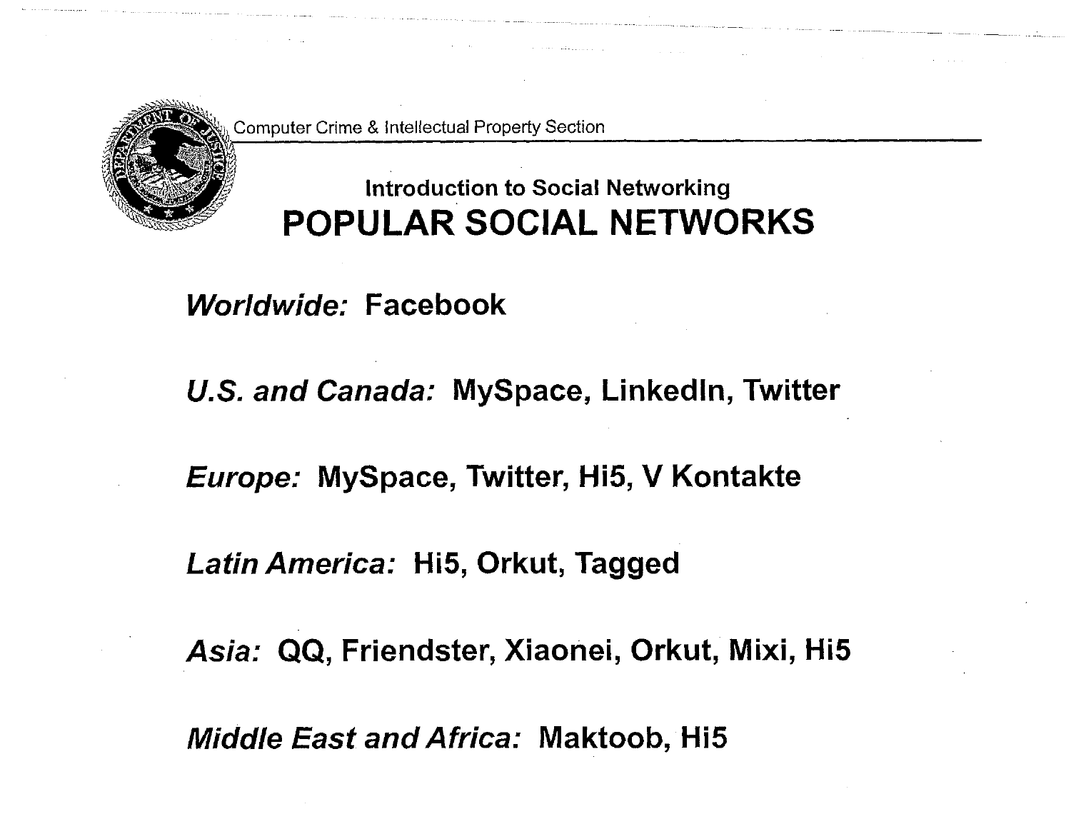Computer Crime & Intellectual Property Section

### Introduction to Social Networking

# POPULAR SOCIAL NETWORKS

***Worldwide:*** **Facebook**

***U.S. and Canada:*** **MySpace, LinkedIn, Twitter**

***Europe:*** **MySpace, Twitter, Hi5, V Kontakte**

***Latin America:*** **Hi5, Orkut, Tagged**

***Asia:*** **QQ, Friendster, Xiaonei, Orkut, Mixi, Hi5**

***Middle East and Africa:*** **Maktoob, Hi5**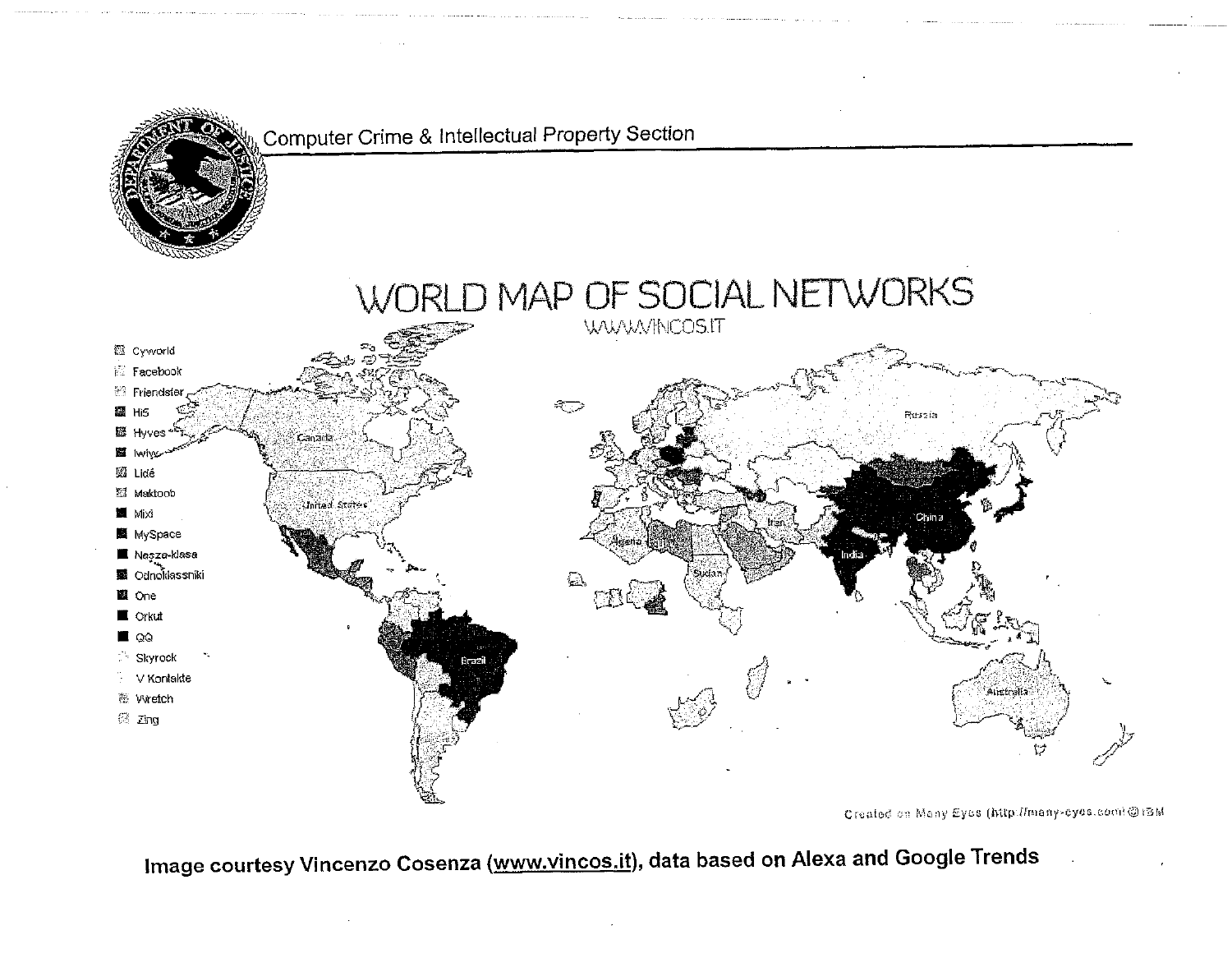Computer Crime & Intellectual Property Section

# WORLD MAP OF SOCIAL NETWORKS

WWW.VINCOS.IT

- Cyworld
- Facebook
- Friendster
- Hi5
- Hyves
- Iwiw
- Lidé
- Maktoob
- Mixi
- MySpace
- Nasza-klasa
- Odnoklassniki
- One
- Orkut
- QQ
- Skyrock
- V Kontakte
- Wretch
- Zing

Canada, United States, Brazil, Russia, China, India, Iran, Algeria, Sudan, Australia

Created on Many Eyes (http://many-eyes.com) © IBM

**Image courtesy Vincenzo Cosenza (www.vincos.it), data based on Alexa and Google Trends**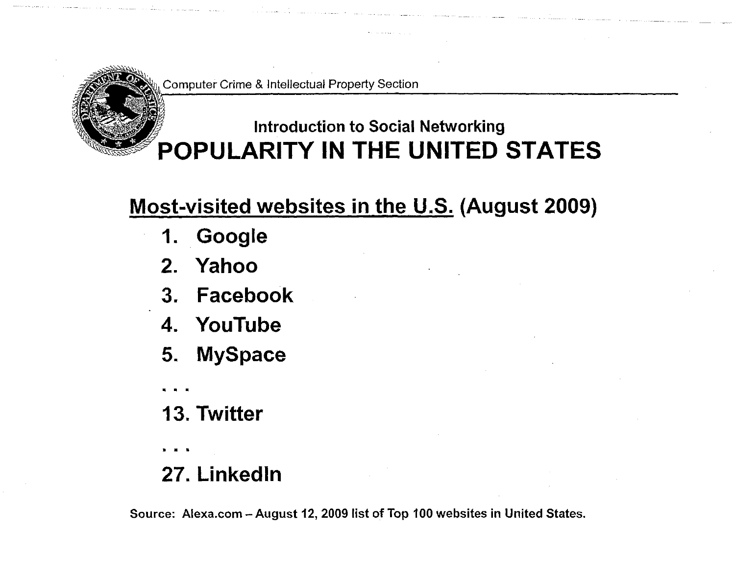Computer Crime & Intellectual Property Section

## Introduction to Social Networking

# POPULARITY IN THE UNITED STATES

**<u>Most-visited websites in the U.S.</u> (August 2009)**

1. Google
2. Yahoo
3. Facebook
4. YouTube
5. MySpace

. . .

13. Twitter

. . .

27. LinkedIn

Source: Alexa.com – August 12, 2009 list of Top 100 websites in United States.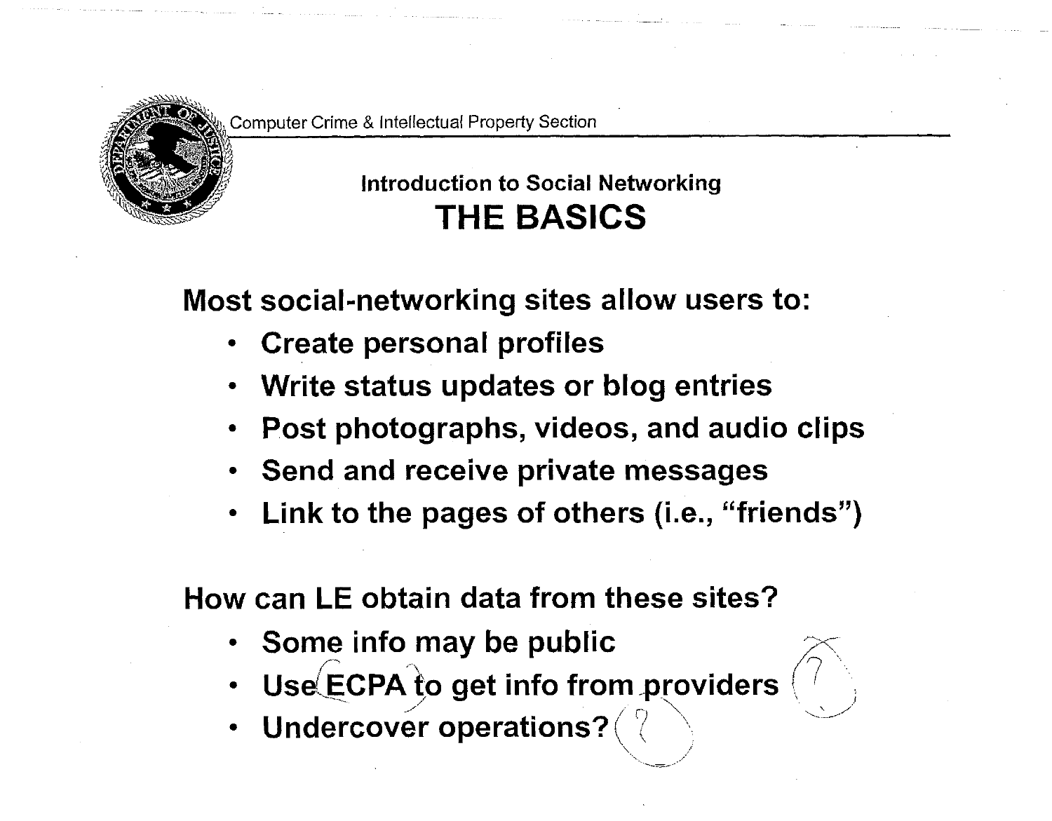Computer Crime & Intellectual Property Section

## Introduction to Social Networking

# THE BASICS

**Most social-networking sites allow users to:**

- **Create personal profiles**
- **Write status updates or blog entries**
- **Post photographs, videos, and audio clips**
- **Send and receive private messages**
- **Link to the pages of others (i.e., "friends")**

**How can LE obtain data from these sites?**

- **Some info may be public**
- **Use ECPA to get info from providers**
- **Undercover operations?**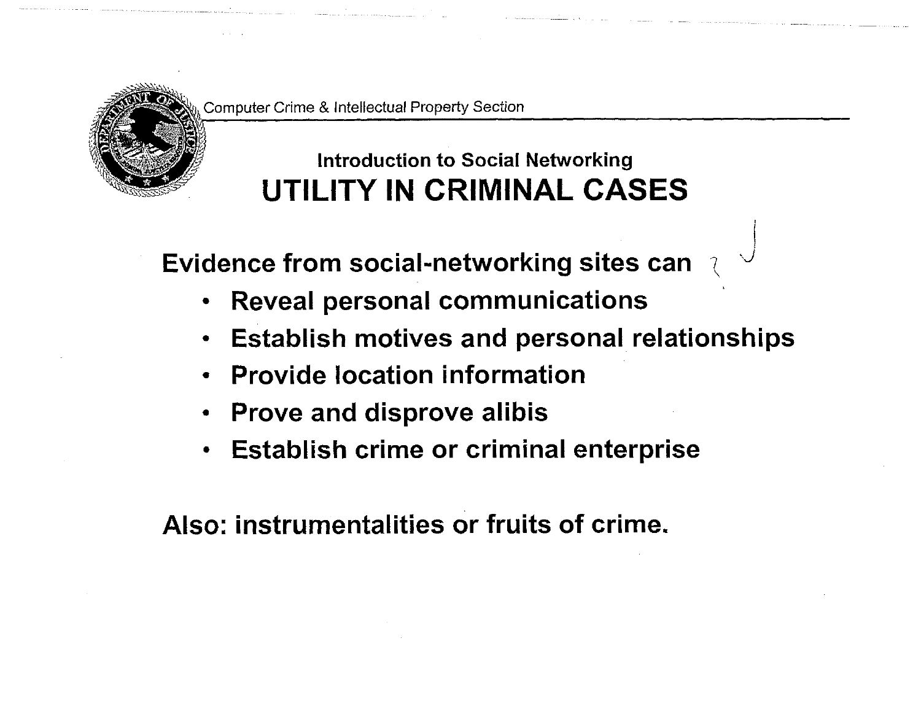Computer Crime & Intellectual Property Section

### Introduction to Social Networking

# UTILITY IN CRIMINAL CASES

**Evidence from social-networking sites can**

- **Reveal personal communications**
- **Establish motives and personal relationships**
- **Provide location information**
- **Prove and disprove alibis**
- **Establish crime or criminal enterprise**

**Also: instrumentalities or fruits of crime.**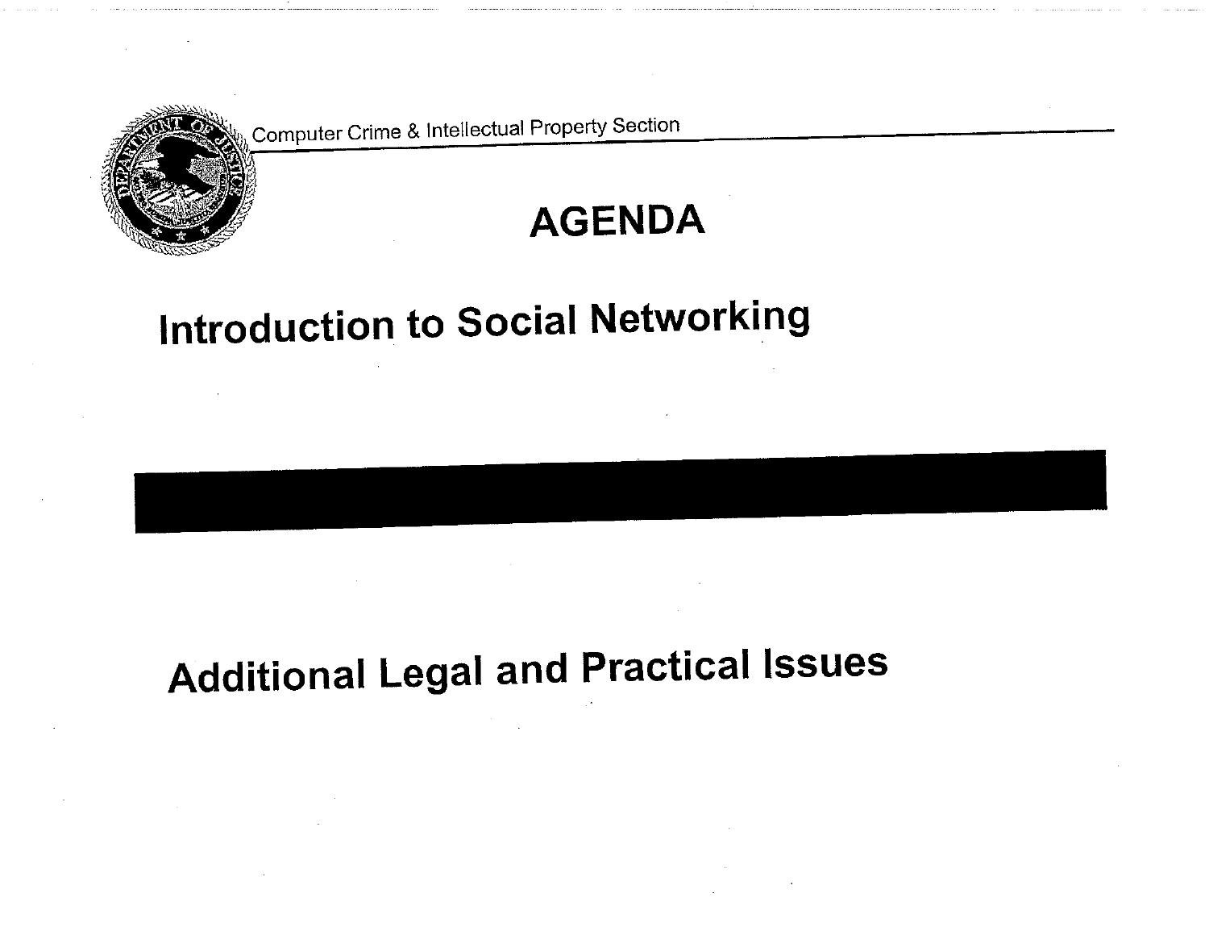Computer Crime & Intellectual Property Section

# AGENDA

## Introduction to Social Networking

## Additional Legal and Practical Issues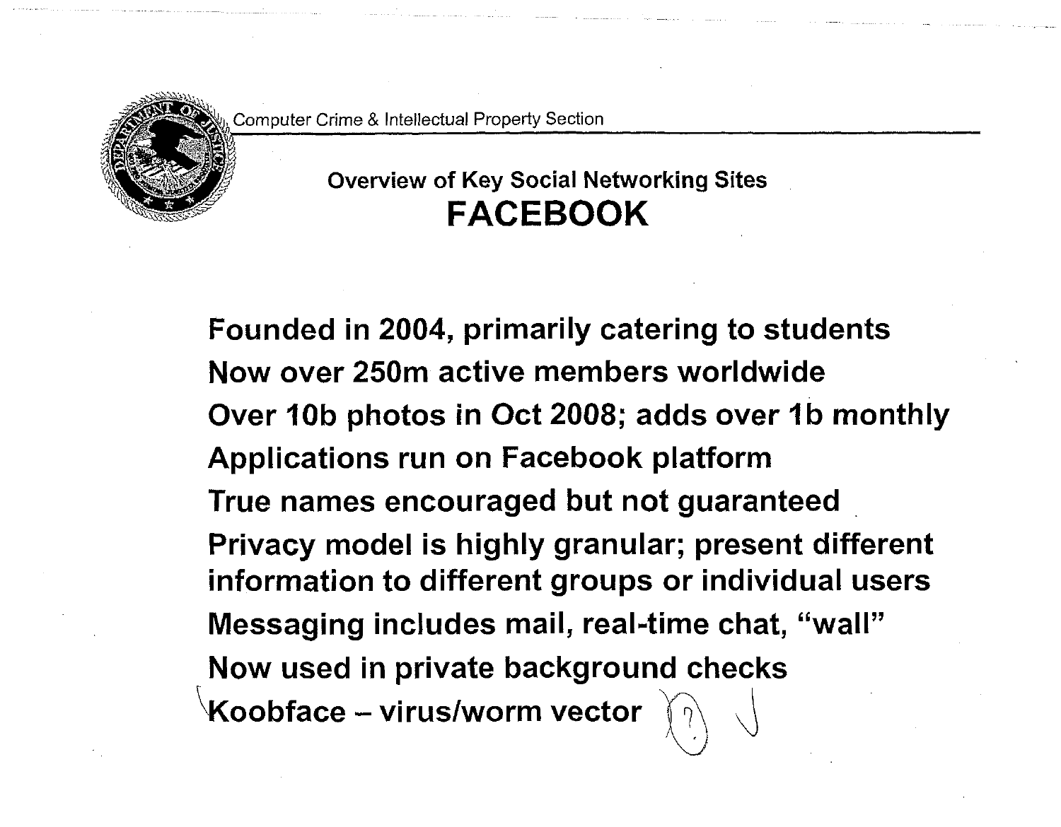Computer Crime & Intellectual Property Section

## Overview of Key Social Networking Sites

# FACEBOOK

- Founded in 2004, primarily catering to students
- Now over 250m active members worldwide
- Over 10b photos in Oct 2008; adds over 1b monthly
- Applications run on Facebook platform
- True names encouraged but not guaranteed
- Privacy model is highly granular; present different information to different groups or individual users
- Messaging includes mail, real-time chat, "wall"
- Now used in private background checks
- Koobface – virus/worm vector (?)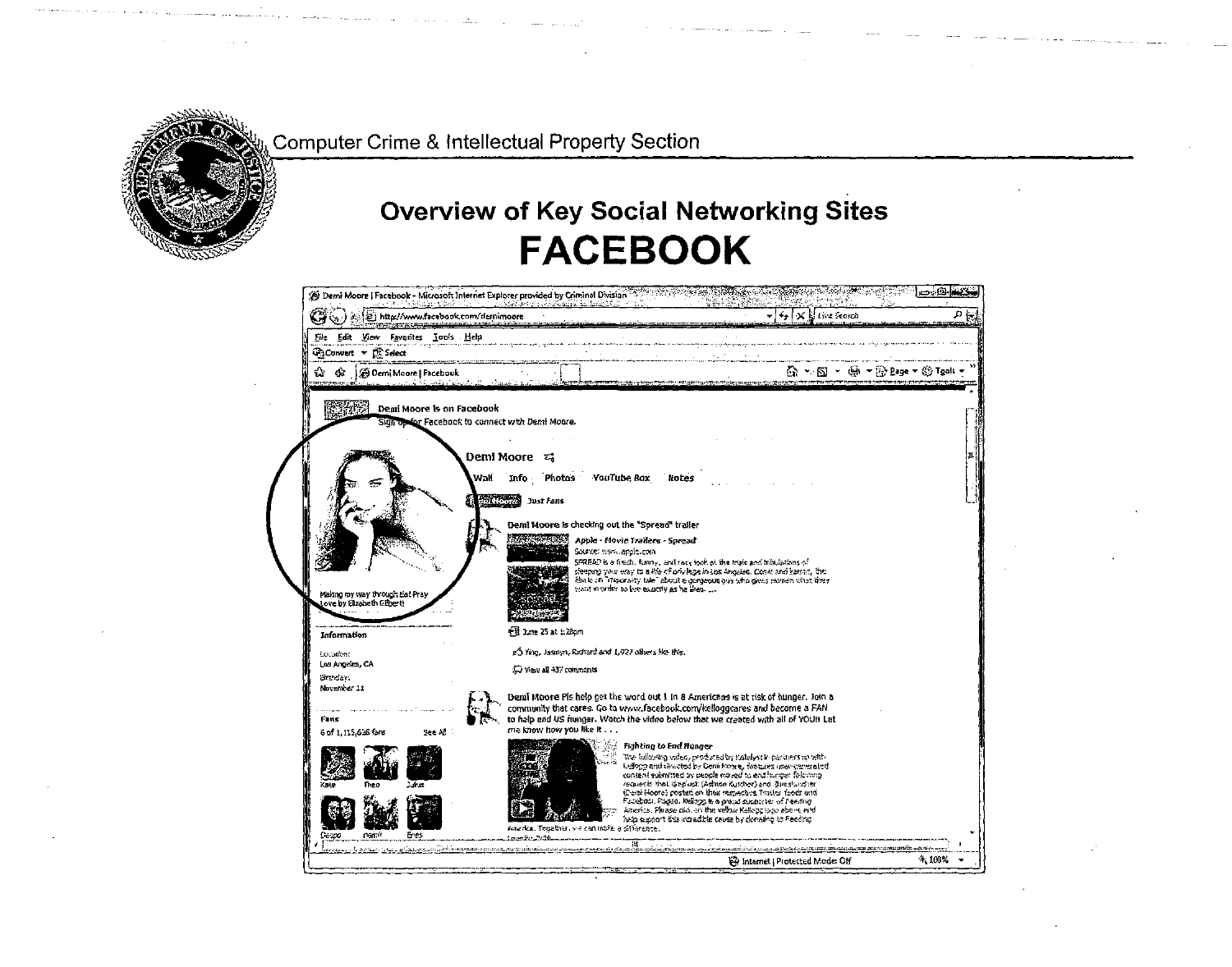Computer Crime & Intellectual Property Section

## Overview of Key Social Networking Sites

# FACEBOOK

Demi Moore | Facebook - Microsoft Internet Explorer provided by Criminal Division

http://www.facebook.com/demimoore

File Edit View Favorites Tools Help

Demi Moore | Facebook

Demi Moore is on Facebook
Sign up for Facebook to connect with Demi Moore.

Demi Moore

Wall Info Photos YouTube Box Notes

Just Fans

Demi Moore is checking out the "Spread" trailer

Apple - Movie Trailers - Spread
Source: www.apple.com
SPREAD is a fresh, funny, and racy look at the trials and tribulations of sleeping your way to a life of privilege in Los Angeles. Comic and karmic, the film is a "cautionary tale" about a gorgeous guy who gives women what they want in order to live exactly as he likes. ...

June 25 at 1:28pm

Ying, Jasmyn, Richard and 1,027 others like this.

View all 437 comments

Making my way through Eat Pray Love by Elizabeth Gilbert!

Information

Location:
Los Angeles, CA
Birthday:
November 11

Demi Moore Pls help get the word out 1 in 8 Americans is at risk of hunger. Join a community that cares. Go to www.facebook.com/kelloggcares and become a FAN to help end US hunger. Watch the video below that we created with all of YOU!! Let me know how you like it . . .

Fans
6 of 1,115,626 fans See All

Kate Theo Julius
Giuseppe [unclear] Enes

Fighting to End Hunger
The following video, produced by Katalyst in partnership with Kellogg and directed by Demi Moore, features user-generated content submitted by people moved to end hunger following requests that @aplusk (Ashton Kutcher) and @mrskutcher (Demi Moore) posted on their respective Twitter feeds and Facebook Pages. Kellogg is a proud supporter of Feeding America. Please click on the yellow Kellogg logo above and help support this incredible cause by donating to Feeding America. Together, we can make a difference.

Internet | Protected Mode: Off 100%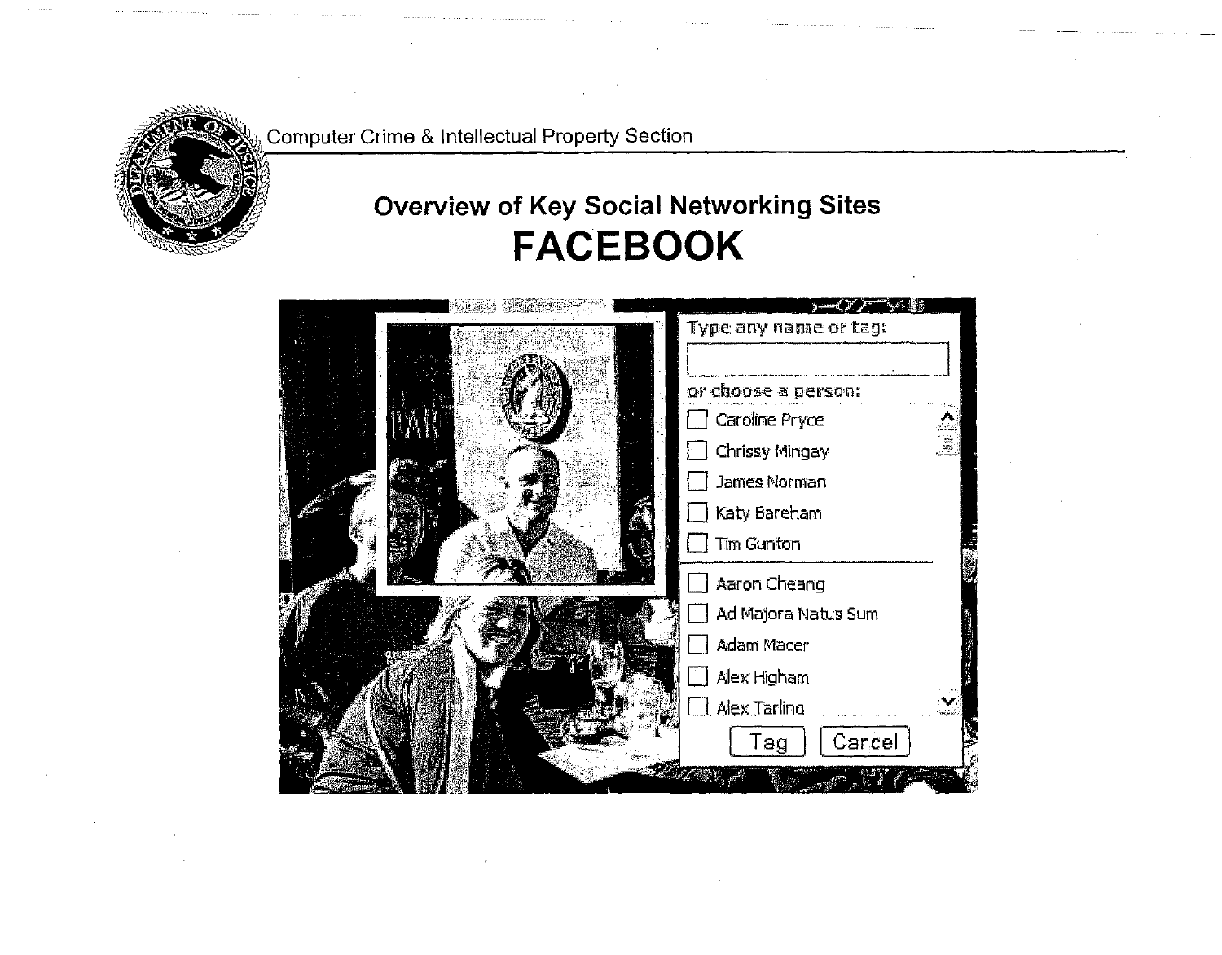Computer Crime & Intellectual Property Section

## Overview of Key Social Networking Sites

# FACEBOOK

Type any name or tag:

or choose a person:

- Caroline Pryce
- Chrissy Mingay
- James Norman
- Katy Bareham
- Tim Gunton
- Aaron Cheang
- Ad Majora Natus Sum
- Adam Macer
- Alex Higham
- Alex Tarling

Tag | Cancel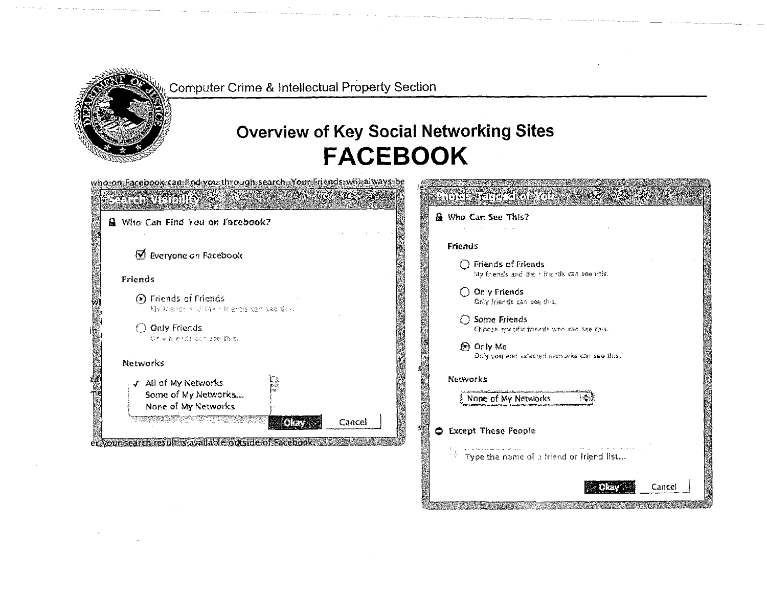Computer Crime & Intellectual Property Section

# Overview of Key Social Networking Sites

# FACEBOOK

who on Facebook can find you through search. Your Friends will always be

**Search Visibility**

Who Can Find You on Facebook?

☑ Everyone on Facebook

Friends

(•) Friends of Friends
My friends and their friends can see this.

( ) Only Friends
Only friends can see this.

Networks

✓ All of My Networks
Some of My Networks...
None of My Networks

Okay | Cancel

er your search result is available outside of Facebook.

**Photos Tagged of You**

Who Can See This?

Friends

( ) Friends of Friends
My friends and their friends can see this.

( ) Only Friends
Only friends can see this.

( ) Some Friends
Choose specific friends who can see this.

(•) Only Me
Only you and selected networks can see this.

Networks

None of My Networks

Except These People

Type the name of a friend or friend list...

Okay | Cancel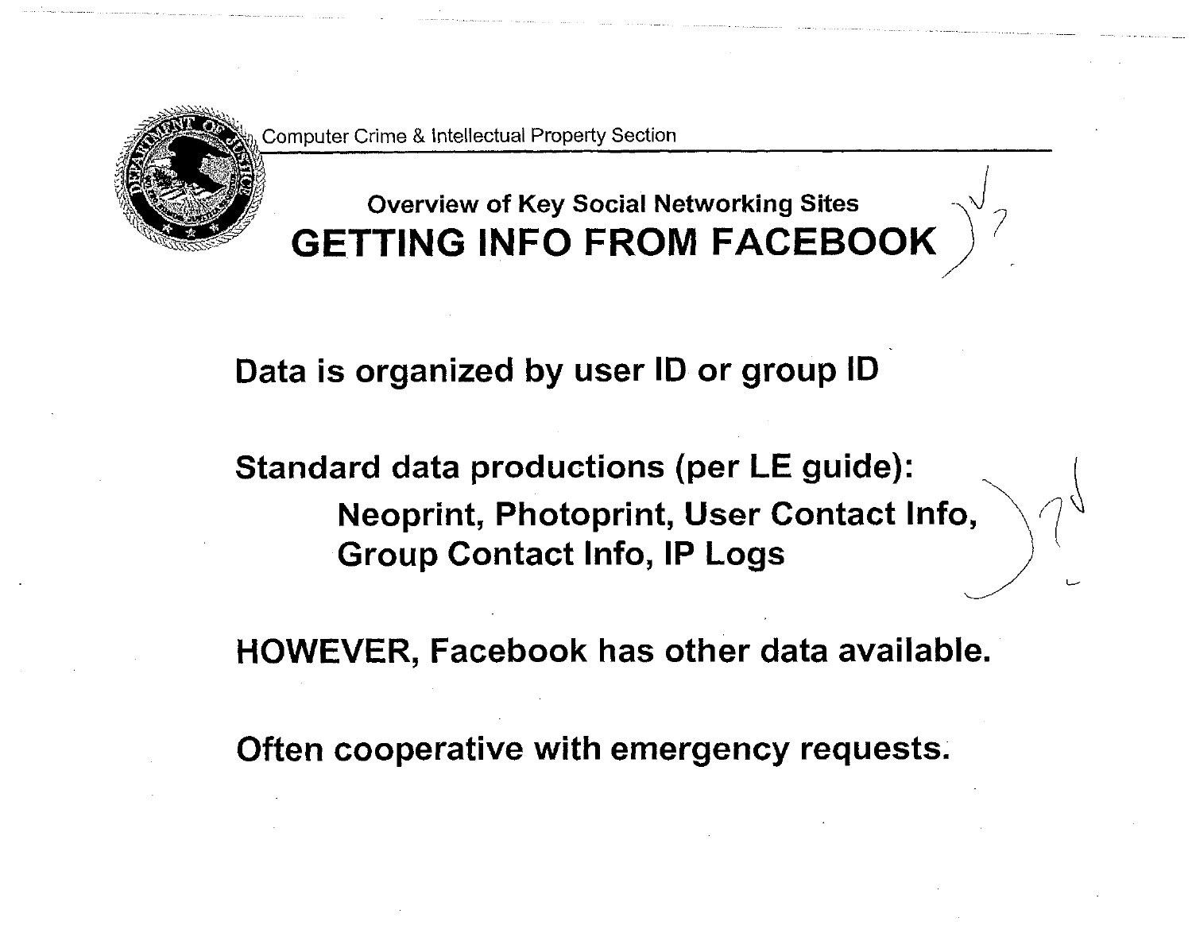Computer Crime & Intellectual Property Section

### Overview of Key Social Networking Sites

# GETTING INFO FROM FACEBOOK

**Data is organized by user ID or group ID**

**Standard data productions (per LE guide):**

> **Neoprint, Photoprint, User Contact Info, Group Contact Info, IP Logs**

**HOWEVER, Facebook has other data available.**

**Often cooperative with emergency requests.**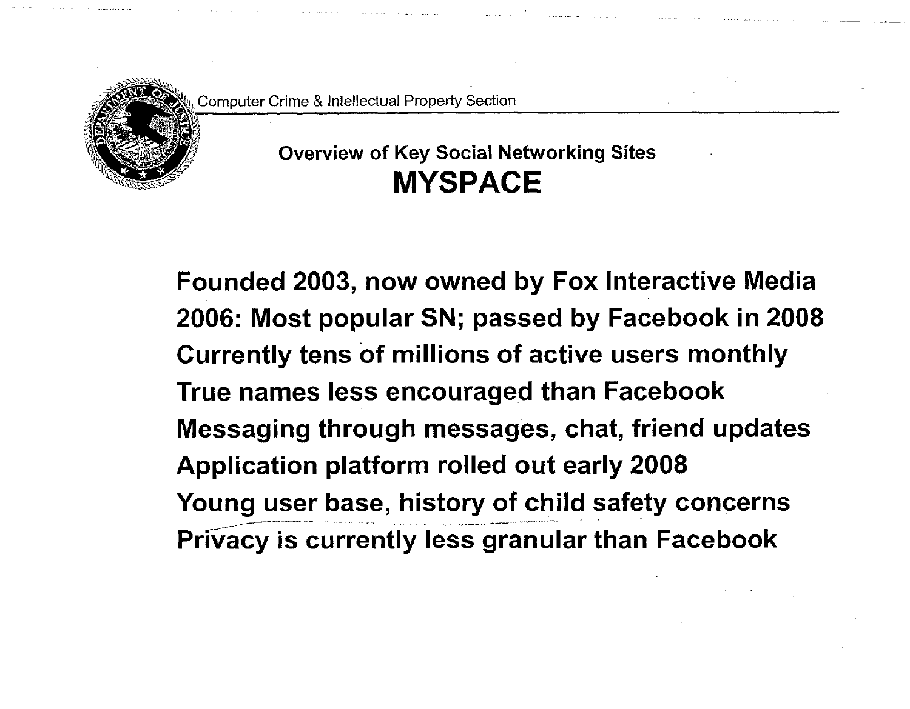Computer Crime & Intellectual Property Section

## Overview of Key Social Networking Sites

# MYSPACE

- Founded 2003, now owned by Fox Interactive Media
- 2006: Most popular SN; passed by Facebook in 2008
- Currently tens of millions of active users monthly
- True names less encouraged than Facebook
- Messaging through messages, chat, friend updates
- Application platform rolled out early 2008
- Young user base, history of child safety concerns
- Privacy is currently less granular than Facebook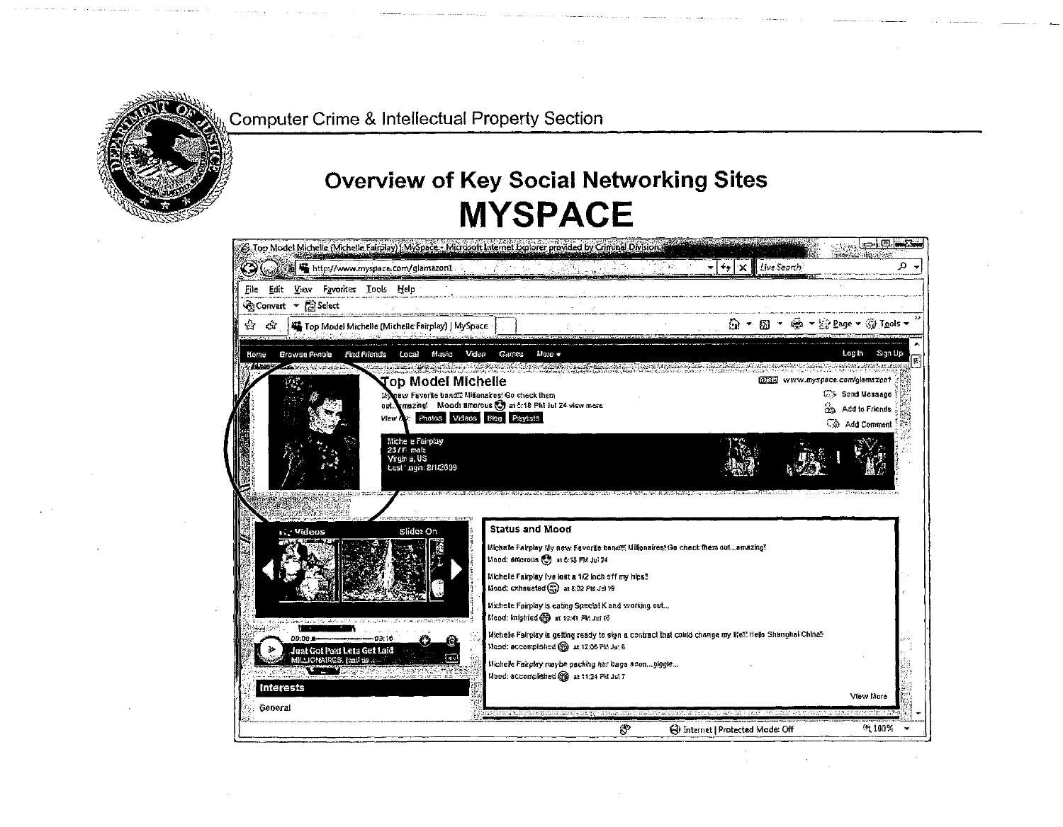Computer Crime & Intellectual Property Section

## Overview of Key Social Networking Sites

# MYSPACE

Top Model Michelle (Michelle Fairplay) | MySpace - Microsoft Internet Explorer provided by Criminal Division

http://www.myspace.com/glamazon1

Home | Browse People | Find Friends | Local | Music | Video | Games | More | Log In | Sign Up

**Top Model Michelle**

My new Favorite band Millionaires! Go check them out...amazing! Mood: amorous at 8:18 PM Jul 24 view more

View My: Photos | Videos | Blog | Playlists

www.myspace.com/glamazon1

Send Message
Add to Friends
Add Comment

Michelle Fairplay
23 / Female
Virginia, US
Last Login: 8/1/2009

Videos — Slide: On

00:00 — 03:16
Just Got Paid Lets Get Laid
MILLIONAIRES. (call us...

**Interests**

General

**Status and Mood**

Michelle Fairplay My new Favorite band Millionaires! Go check them out...amazing!
Mood: amorous at 8:18 PM Jul 24

Michelle Fairplay I've lost a 1/2 inch off my hips!
Mood: exhausted at 8:02 PM Jul 19

Michelle Fairplay is eating Special K and working out...
Mood: knighted at 12:41 PM Jul 16

Michelle Fairplay is getting ready to sign a contract that could change my life!! Hello Shanghai China!
Mood: accomplished at 12:06 PM Jul 8

Michelle Fairplay maybe packing her bags soon...giggle...
Mood: accomplished at 11:24 PM Jul 7

View More

Internet | Protected Mode: Off — 100%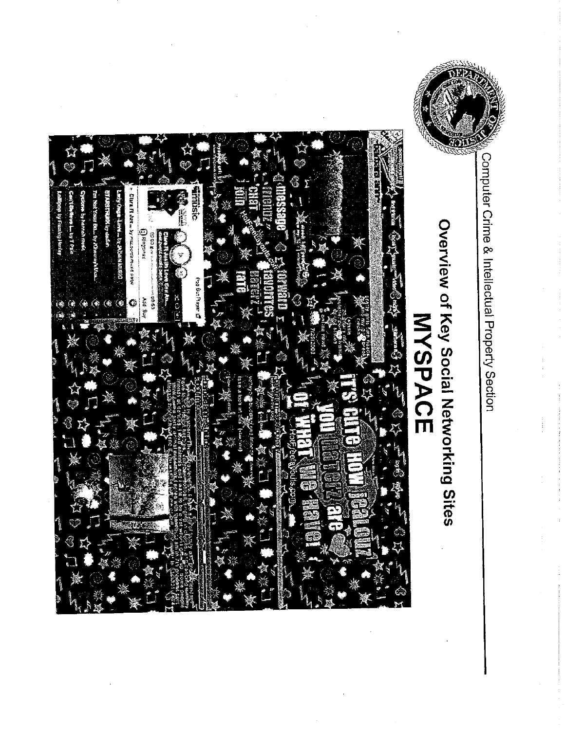Computer Crime & Intellectual Property Section

## Overview of Key Social Networking Sites

# MYSPACE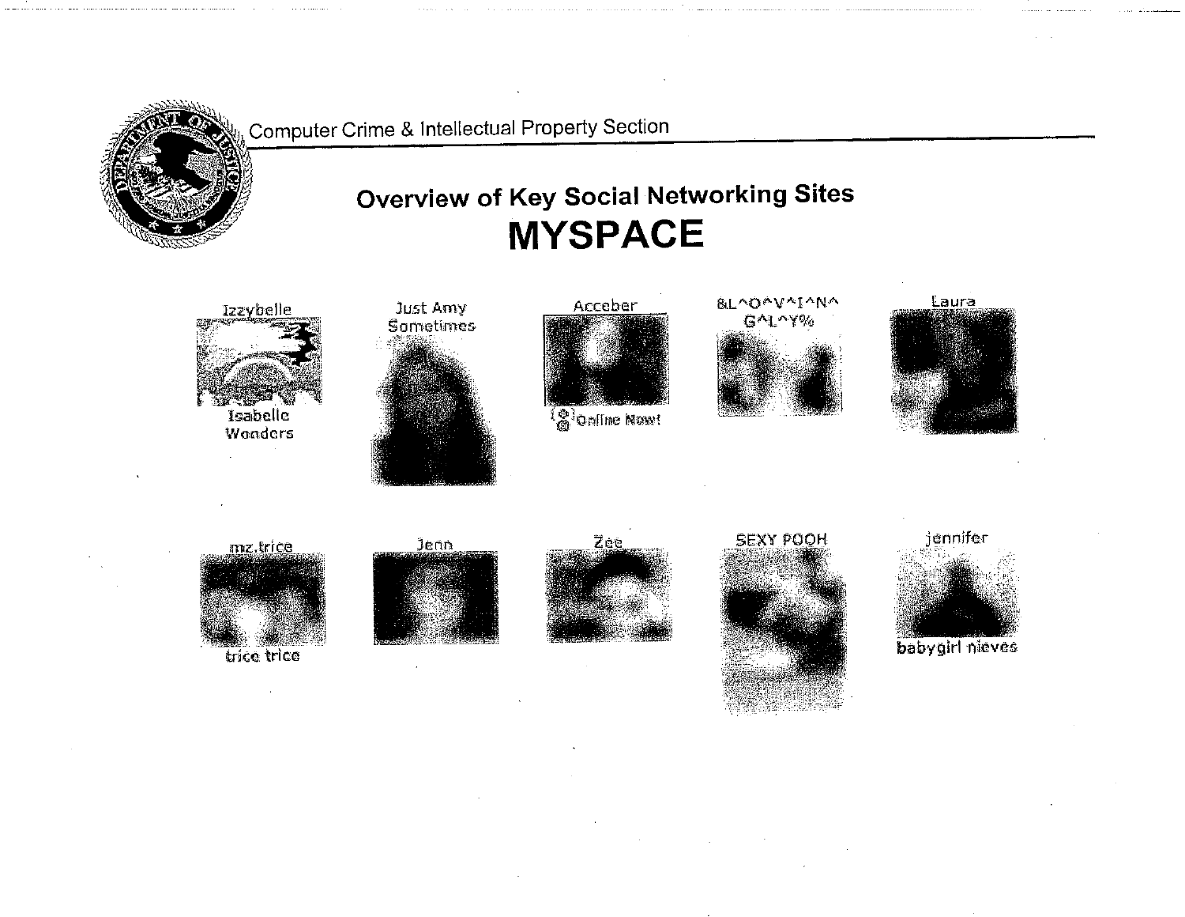Computer Crime & Intellectual Property Section

## Overview of Key Social Networking Sites

# MYSPACE

Izzybelle

Isabelle Wonders

Just Amy Sometimes

Acceber

Online Now!

&L^O^V^I^N^ G^L^Y%

Laura

mz.trice

trice trice

Jenn

Zee

SEXY POOH

jennifer

babygirl nieves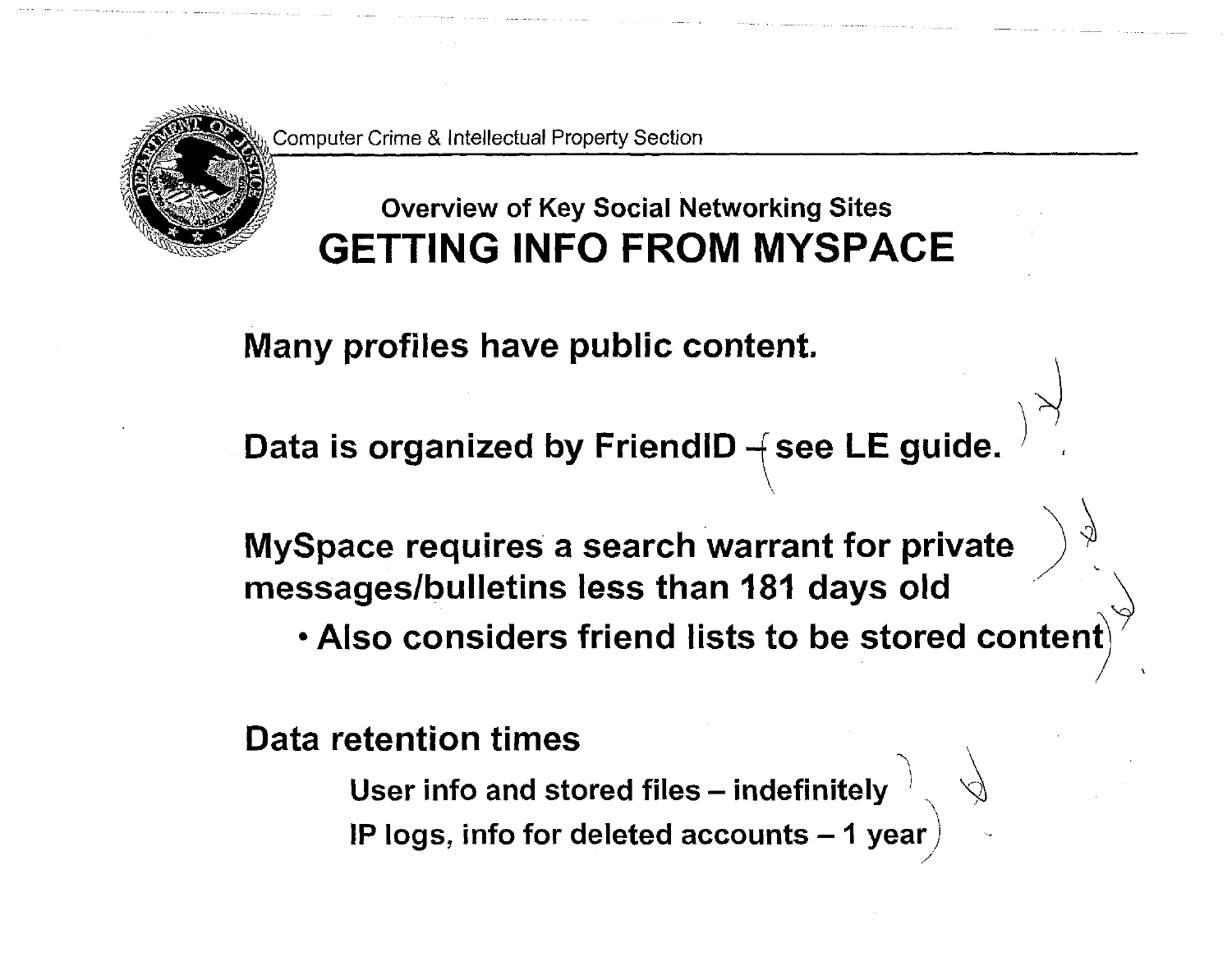Computer Crime & Intellectual Property Section

## Overview of Key Social Networking Sites

# GETTING INFO FROM MYSPACE

**Many profiles have public content.**

**Data is organized by FriendID – see LE guide.**

**MySpace requires a search warrant for private messages/bulletins less than 181 days old**

- **Also considers friend lists to be stored content**

**Data retention times**

**User info and stored files – indefinitely**

**IP logs, info for deleted accounts – 1 year**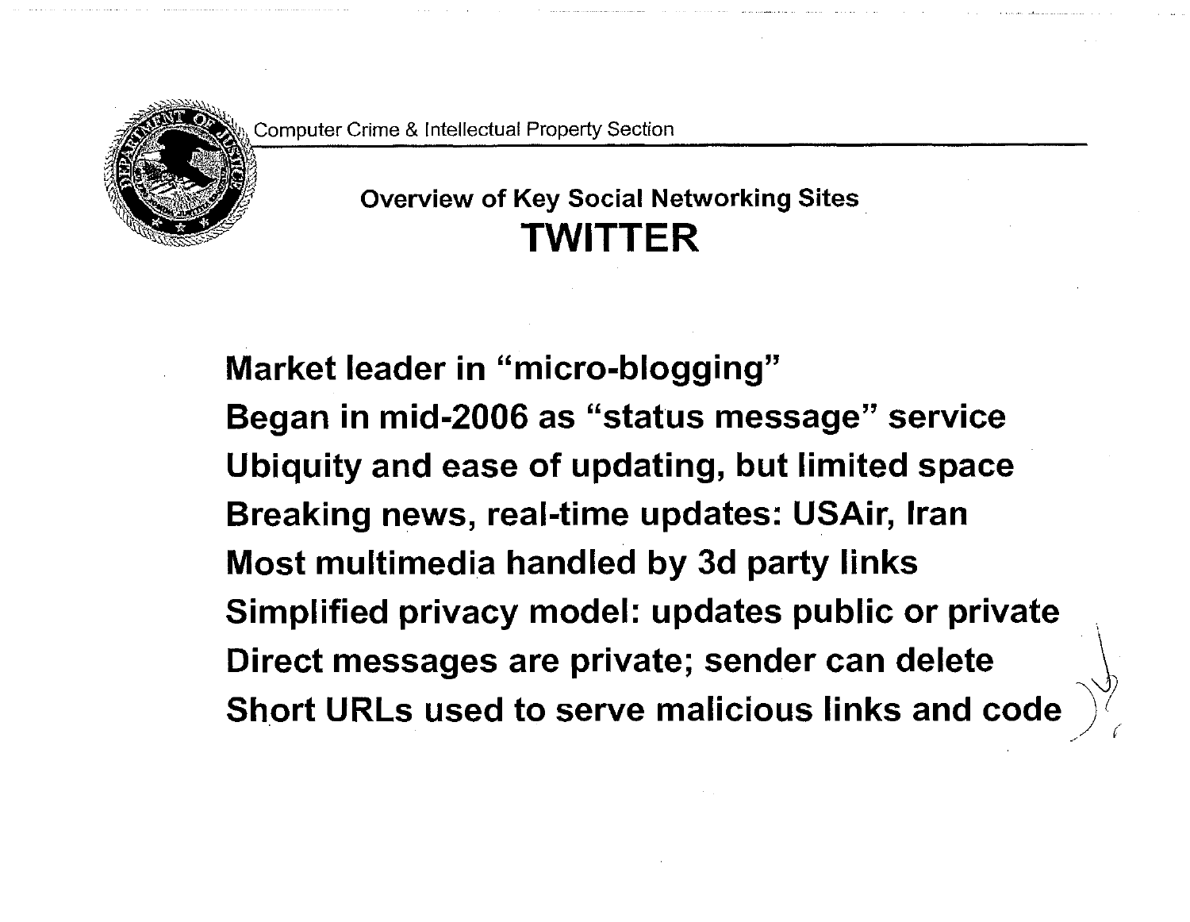Computer Crime & Intellectual Property Section

## Overview of Key Social Networking Sites

# TWITTER

**Market leader in "micro-blogging"**

**Began in mid-2006 as "status message" service**

**Ubiquity and ease of updating, but limited space**

**Breaking news, real-time updates: USAir, Iran**

**Most multimedia handled by 3d party links**

**Simplified privacy model: updates public or private**

**Direct messages are private; sender can delete**

**Short URLs used to serve malicious links and code**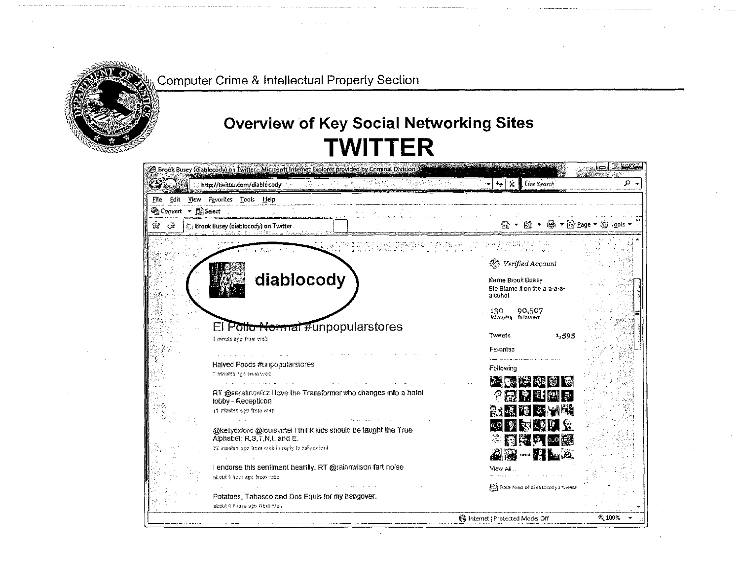Computer Crime & Intellectual Property Section

## Overview of Key Social Networking Sites

# TWITTER

Brook Busey (diablocody) on Twitter - Microsoft Internet Explorer provided by Criminal Division

http://twitter.com/diablocody

File Edit View Favorites Tools Help

Convert Select

Brook Busey (diablocody) on Twitter

**diablocody**

El Pollo Normal #unpopularstores

1 minute ago from web

Halved Foods #unpopularstores

7 minutes ago from web

RT @serafinowicz I love the Transformer who changes into a hotel lobby - Recepticon

11 minutes ago from web

@kellyoxford @louisvirtel I think kids should be taught the True Alphabet: R,S,T,N,L and E.

32 minutes ago from web in reply to kellyoxford

I endorse this sentiment heartily. RT @rainnwilson fart noise

about 1 hour ago from web

Potatoes, Tabasco and Dos Equis for my hangover.

about 4 hours ago from web

*Verified Account*

Name Brook Busey

Bio Blame it on the a-a-a-a-alcohol.

130 following | 90,507 followers

Tweets 1,595

Favorites

Following

View All...

RSS feed of diablocody's tweets

Internet | Protected Mode: Off

100%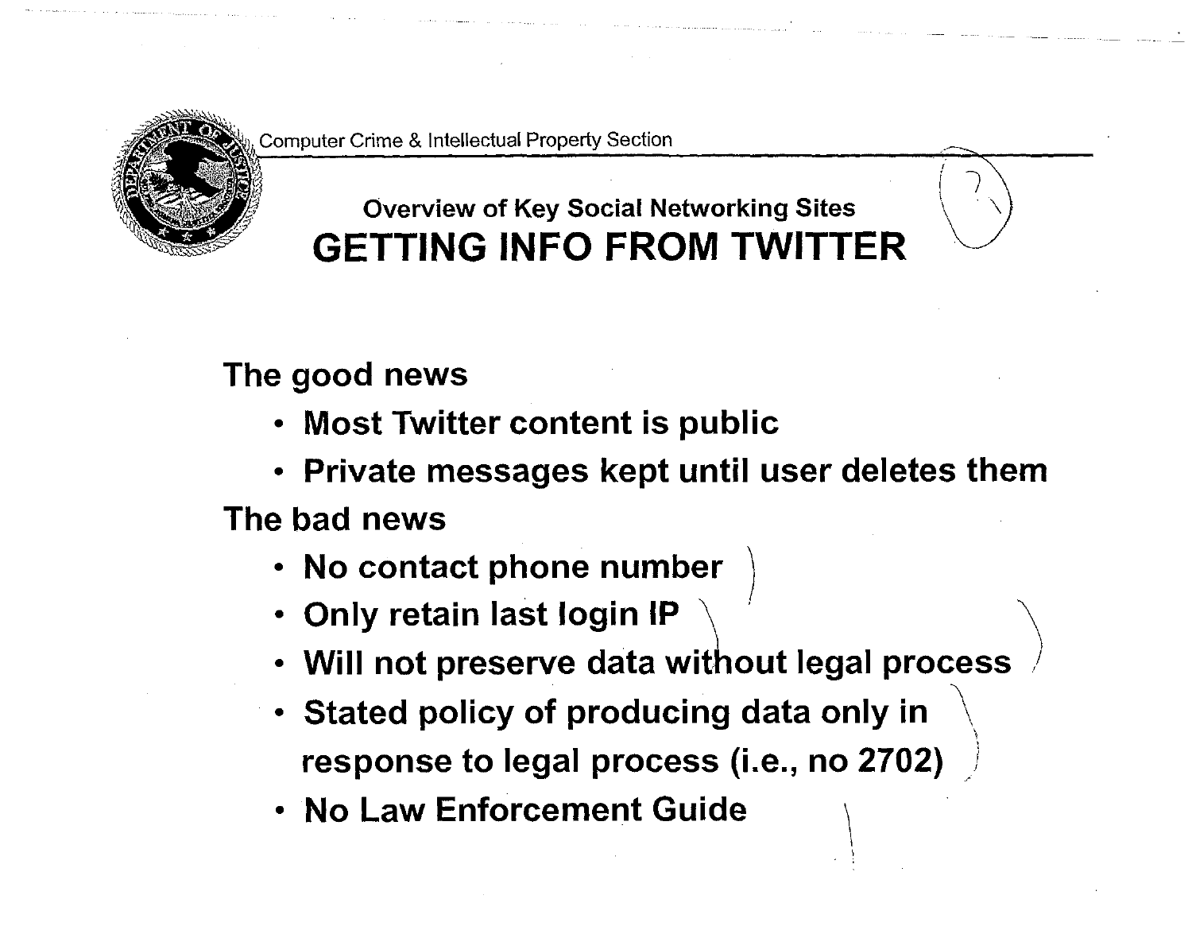Computer Crime & Intellectual Property Section

### Overview of Key Social Networking Sites

# GETTING INFO FROM TWITTER

**The good news**

- **Most Twitter content is public**
- **Private messages kept until user deletes them**

**The bad news**

- **No contact phone number**
- **Only retain last login IP**
- **Will not preserve data without legal process**
- **Stated policy of producing data only in response to legal process (i.e., no 2702)**
- **No Law Enforcement Guide**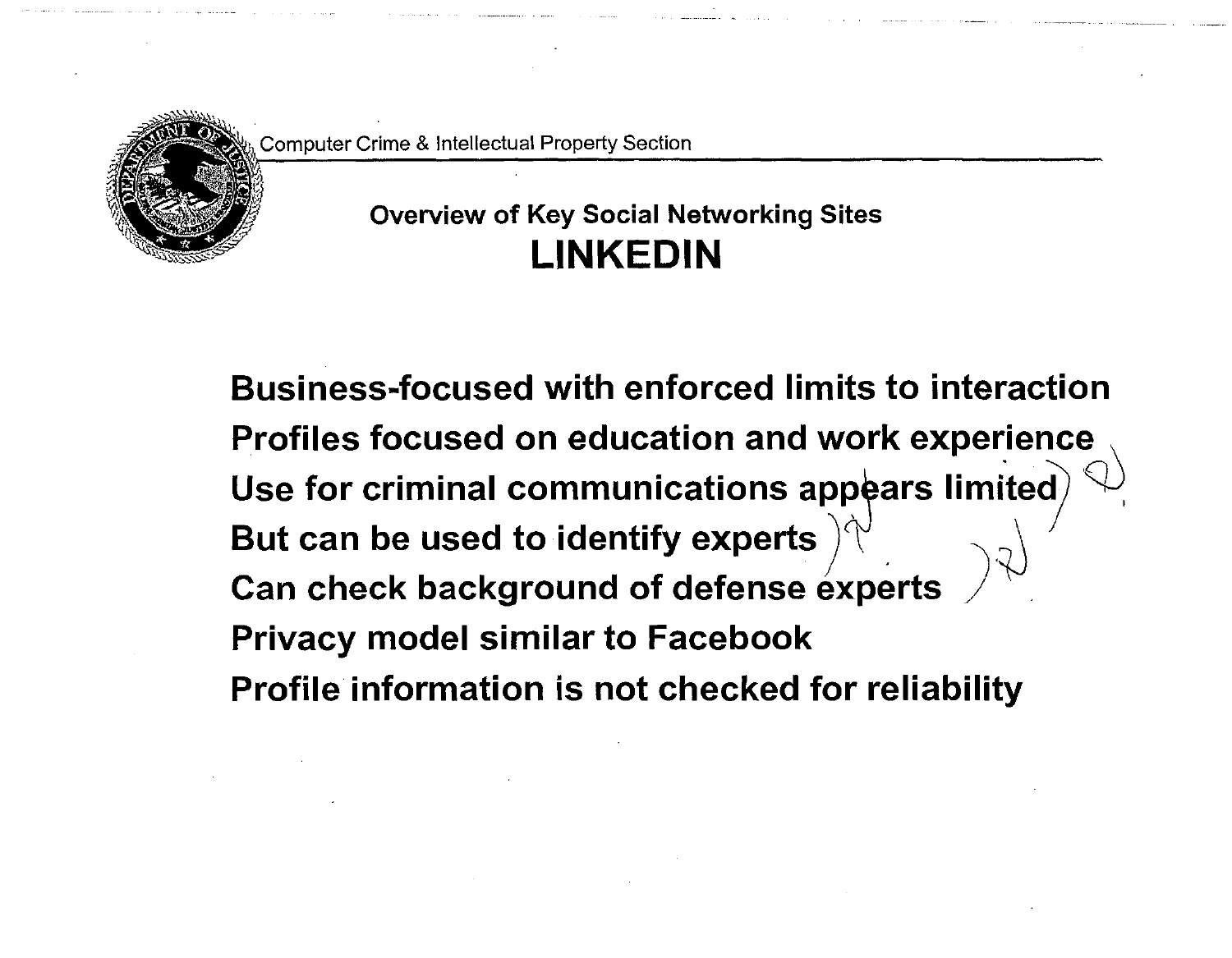Computer Crime & Intellectual Property Section

## Overview of Key Social Networking Sites

# LINKEDIN

Business-focused with enforced limits to interaction

Profiles focused on education and work experience

Use for criminal communications appears limited

But can be used to identify experts

Can check background of defense experts

Privacy model similar to Facebook

Profile information is not checked for reliability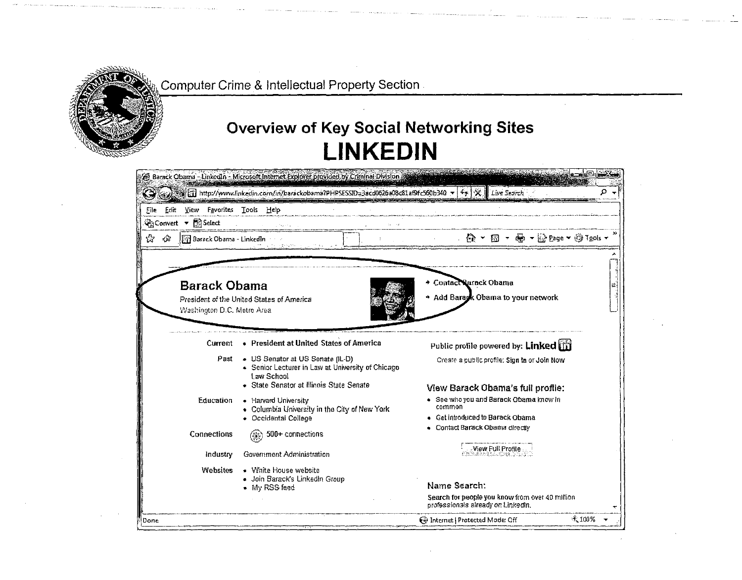Computer Crime & Intellectual Property Section

# Overview of Key Social Networking Sites

# LINKEDIN

Barack Obama - LinkedIn - Microsoft Internet Explorer provided by Criminal Division

http://www.linkedin.com/in/barackobama?PHPSESSID=3acd0626a08c81af9fc560b340

File Edit View Favorites Tools Help

Convert Select

Barack Obama - LinkedIn

## Barack Obama

President of the United States of America

Washington D.C. Metro Area

- Contact Barack Obama
- Add Barack Obama to your network

| | |
|---|---|
| Current | • President at United States of America |
| Past | • US Senator at US Senate (IL-D)<br>• Senior Lecturer in Law at University of Chicago Law School<br>• State Senator at Illinois State Senate |
| Education | • Harvard University<br>• Columbia University in the City of New York<br>• Occidental College |
| Connections | 500+ connections |
| Industry | Government Administration |
| Websites | • White House website<br>• Join Barack's LinkedIn Group<br>• My RSS feed |

Public profile powered by: LinkedIn

Create a public profile: Sign In or Join Now

### View Barack Obama's full profile:

- See who you and Barack Obama know in common
- Get introduced to Barack Obama
- Contact Barack Obama directly

View Full Profile

### Name Search:

Search for people you know from over 40 million professionals already on LinkedIn.

Done | Internet | Protected Mode: Off | 100%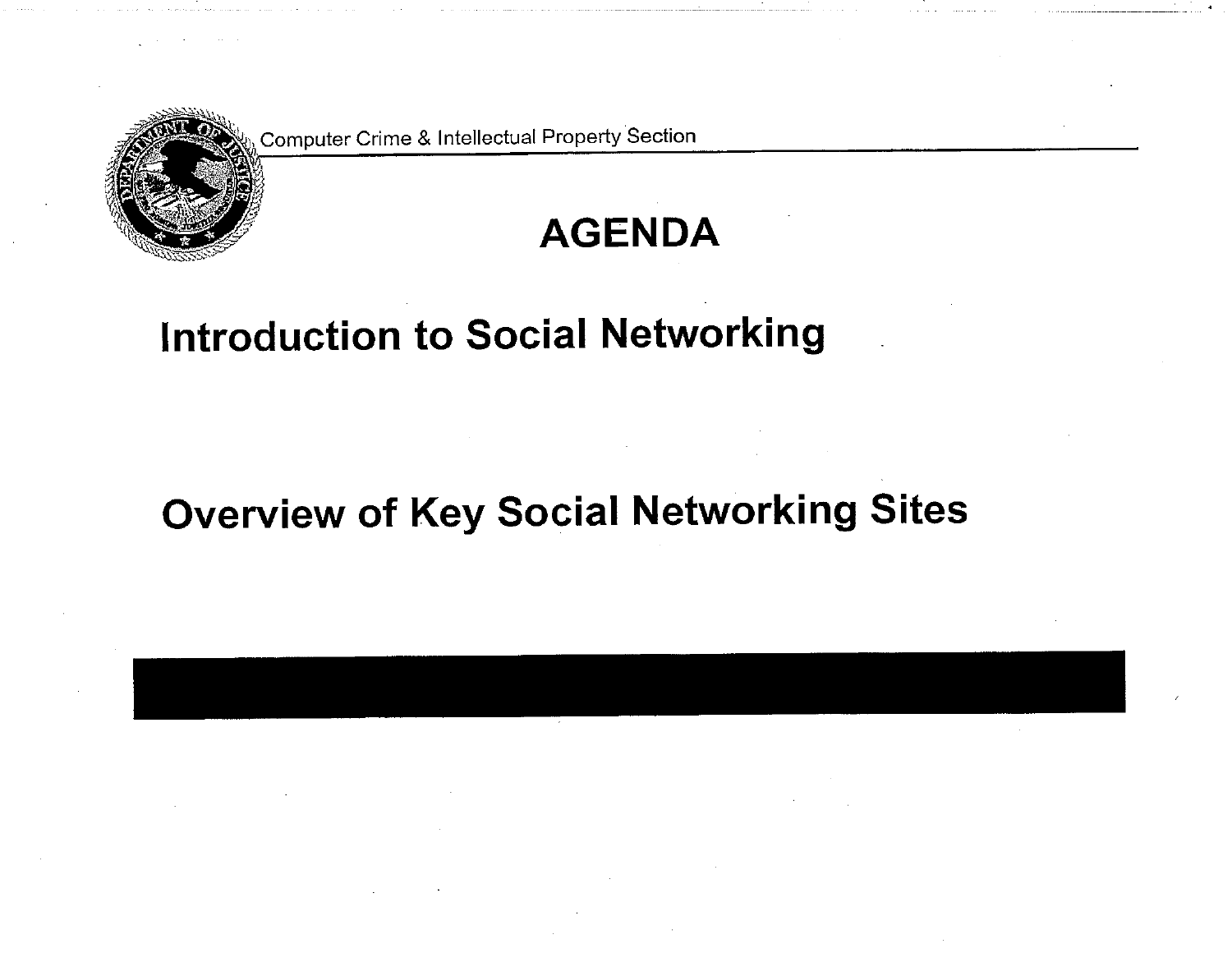Computer Crime & Intellectual Property Section

# AGENDA

## Introduction to Social Networking

## Overview of Key Social Networking Sites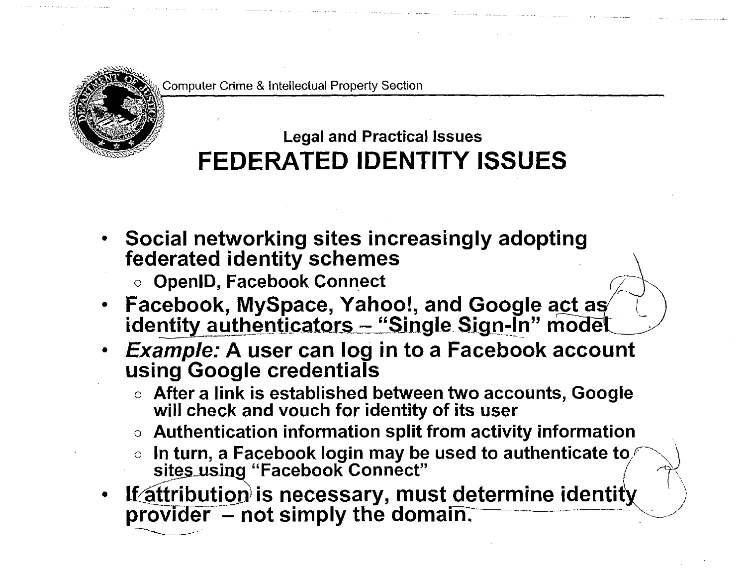Computer Crime & Intellectual Property Section

Legal and Practical Issues

# FEDERATED IDENTITY ISSUES

- **Social networking sites increasingly adopting federated identity schemes**
  - **OpenID, Facebook Connect**
- **Facebook, MySpace, Yahoo!, and Google act as identity authenticators – "Single Sign-In" model**
- ***Example:* A user can log in to a Facebook account using Google credentials**
  - **After a link is established between two accounts, Google will check and vouch for identity of its user**
  - **Authentication information split from activity information**
  - **In turn, a Facebook login may be used to authenticate to sites using "Facebook Connect"**
- **If attribution is necessary, must determine identity provider – not simply the domain.**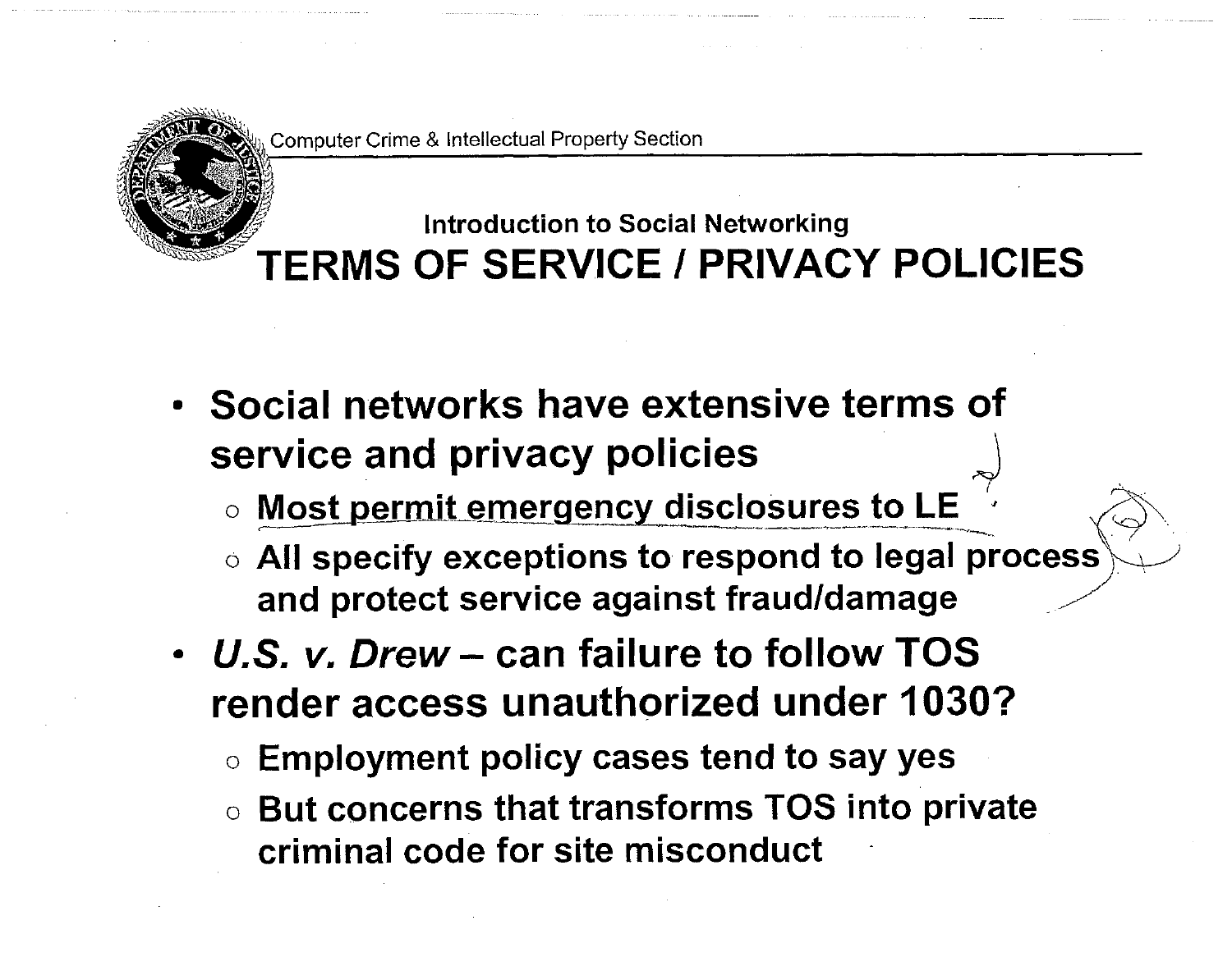Computer Crime & Intellectual Property Section

### Introduction to Social Networking

# TERMS OF SERVICE / PRIVACY POLICIES

- Social networks have extensive terms of service and privacy policies
  - Most permit emergency disclosures to LE
  - All specify exceptions to respond to legal process and protect service against fraud/damage
- *U.S. v. Drew* – can failure to follow TOS render access unauthorized under 1030?
  - Employment policy cases tend to say yes
  - But concerns that transforms TOS into private criminal code for site misconduct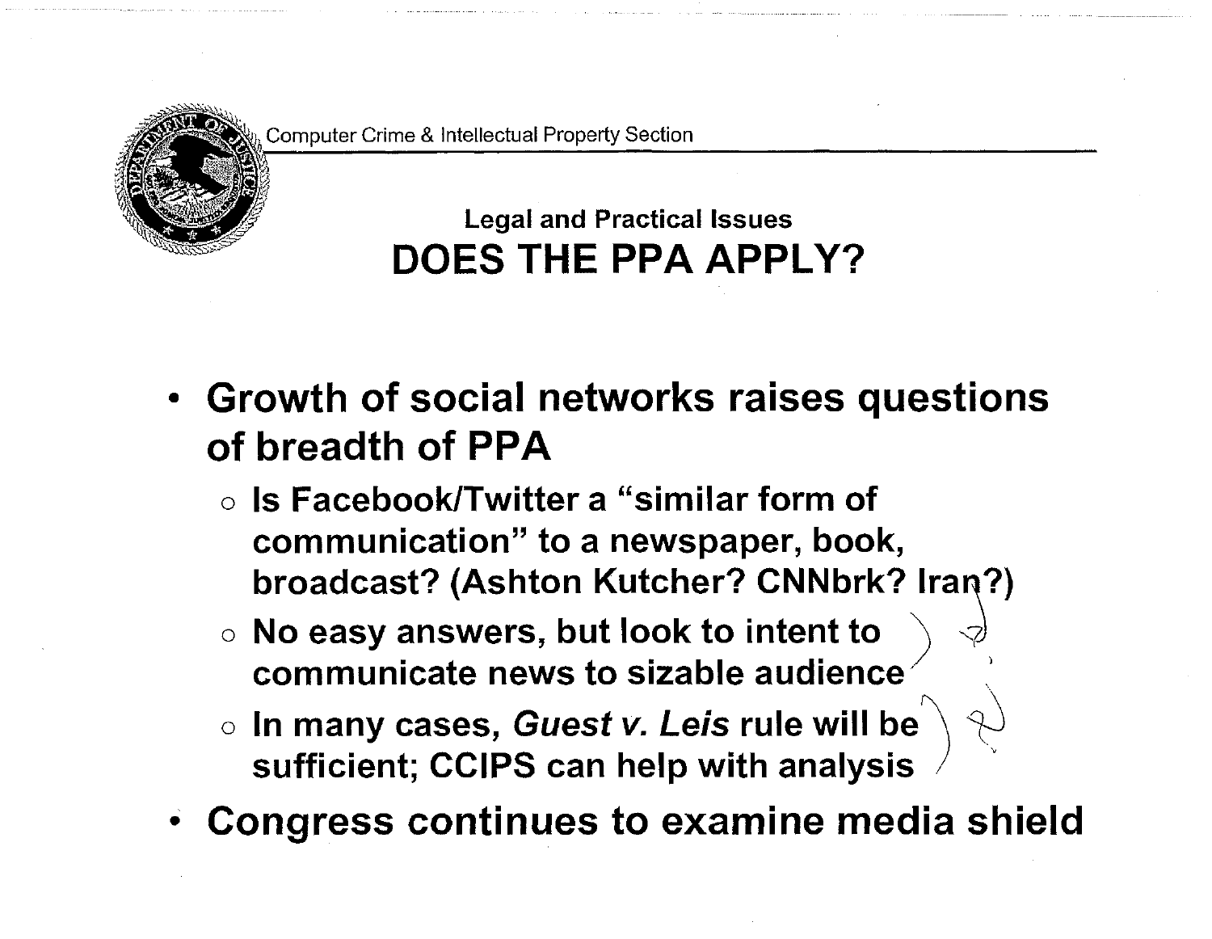Computer Crime & Intellectual Property Section

### Legal and Practical Issues

## DOES THE PPA APPLY?

- **Growth of social networks raises questions of breadth of PPA**
  - **Is Facebook/Twitter a "similar form of communication" to a newspaper, book, broadcast? (Ashton Kutcher? CNNbrk? Iran?)**
  - **No easy answers, but look to intent to communicate news to sizable audience**
  - **In many cases, *Guest v. Leis* rule will be sufficient; CCIPS can help with analysis**
- **Congress continues to examine media shield**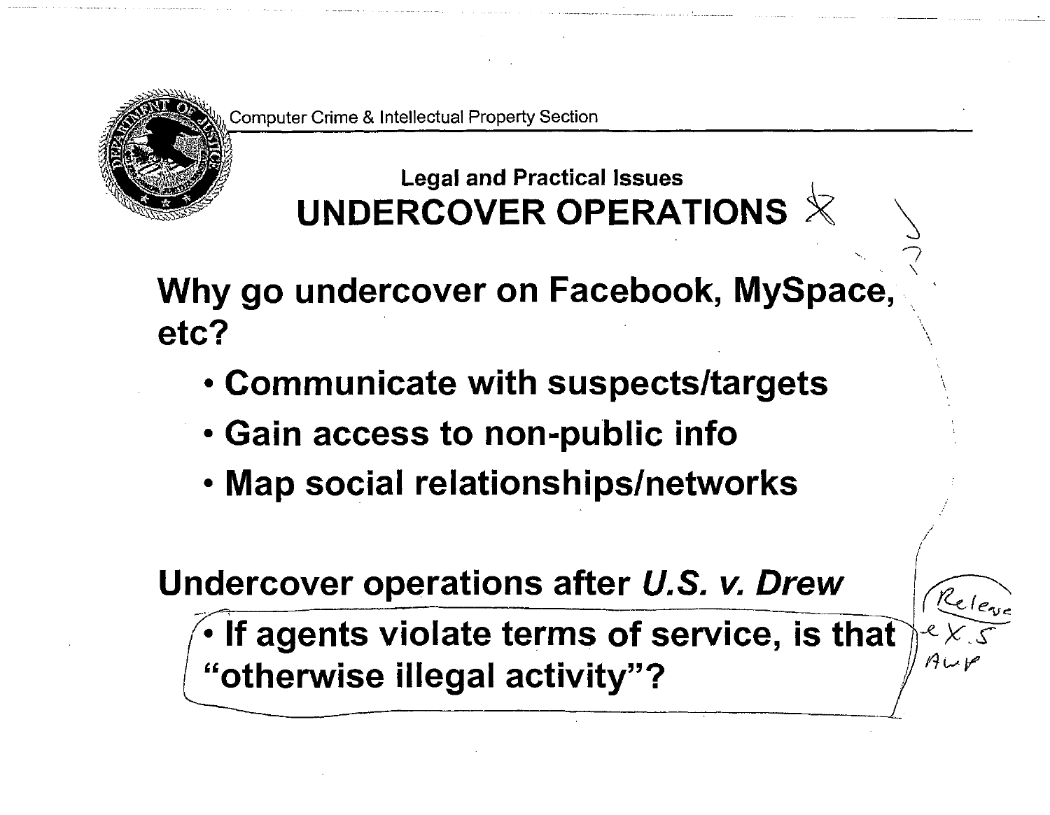Computer Crime & Intellectual Property Section

## Legal and Practical Issues

# UNDERCOVER OPERATIONS

**Why go undercover on Facebook, MySpace, etc?**

- **Communicate with suspects/targets**
- **Gain access to non-public info**
- **Map social relationships/networks**

**Undercover operations after *U.S. v. Drew***

- **If agents violate terms of service, is that "otherwise illegal activity"?**

Release ex.5 AWP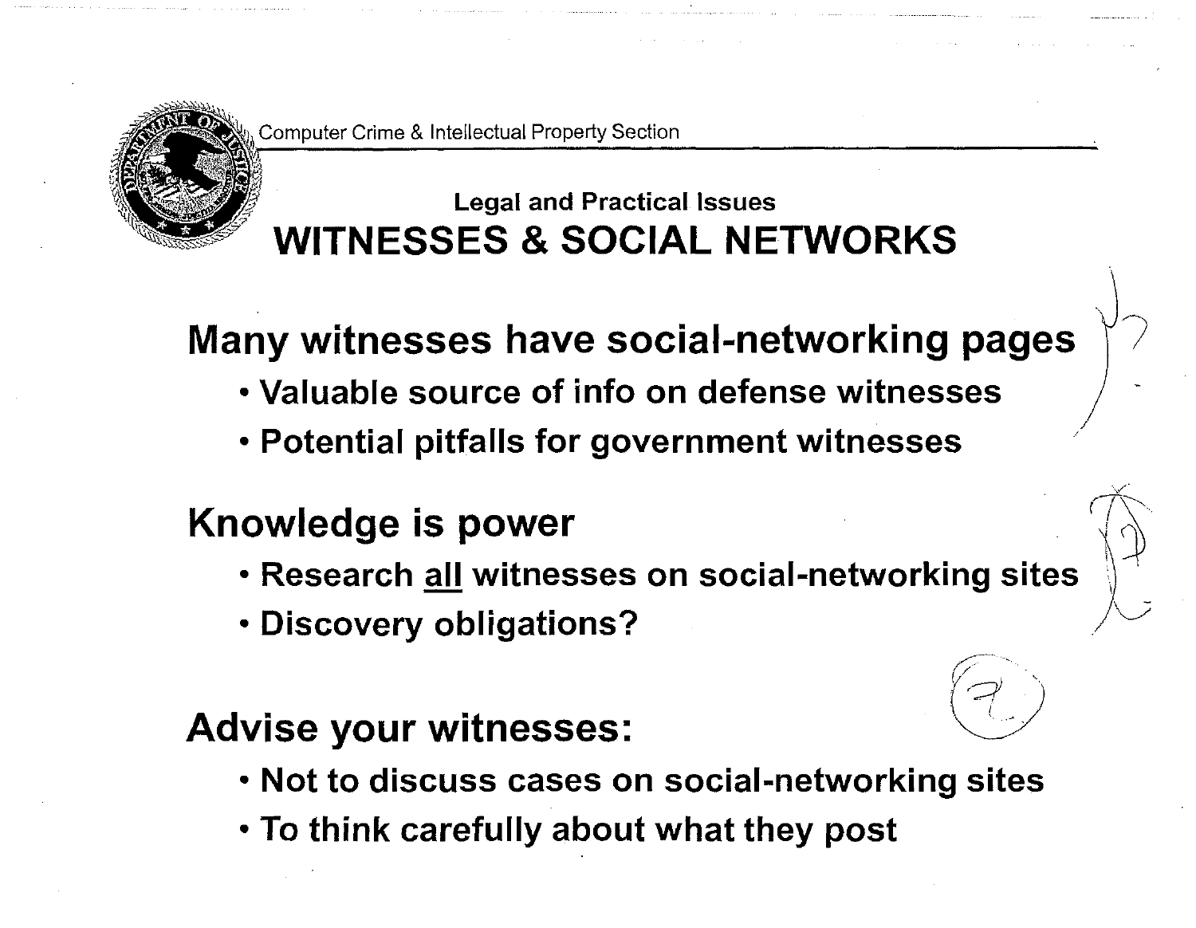Computer Crime & Intellectual Property Section

Legal and Practical Issues

# WITNESSES & SOCIAL NETWORKS

## Many witnesses have social-networking pages

- Valuable source of info on defense witnesses
- Potential pitfalls for government witnesses

## Knowledge is power

- Research all witnesses on social-networking sites
- Discovery obligations?

## Advise your witnesses:

- Not to discuss cases on social-networking sites
- To think carefully about what they post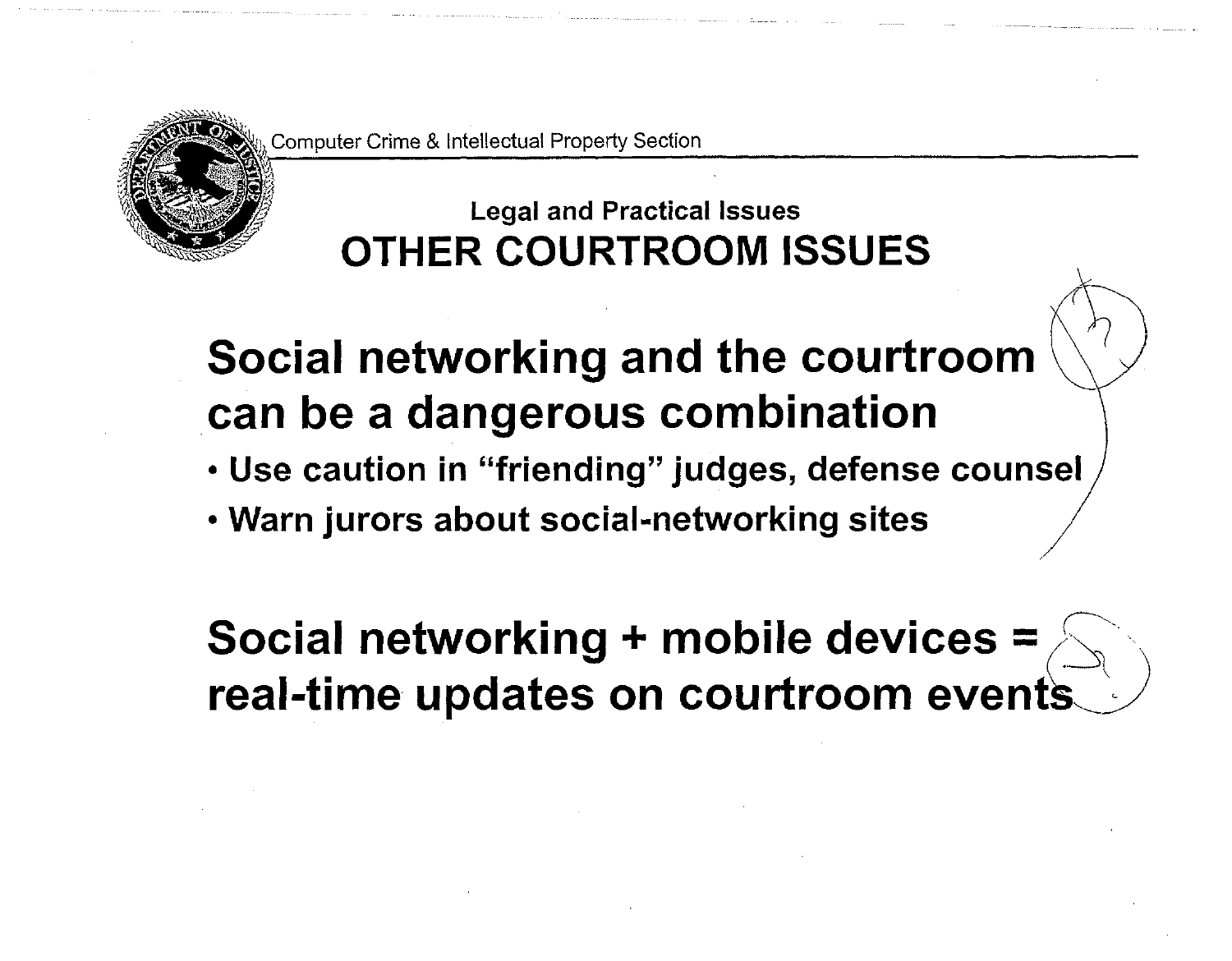Computer Crime & Intellectual Property Section

### Legal and Practical Issues

## OTHER COURTROOM ISSUES

## Social networking and the courtroom can be a dangerous combination

- **Use caution in "friending" judges, defense counsel**
- **Warn jurors about social-networking sites**

## Social networking + mobile devices = real-time updates on courtroom events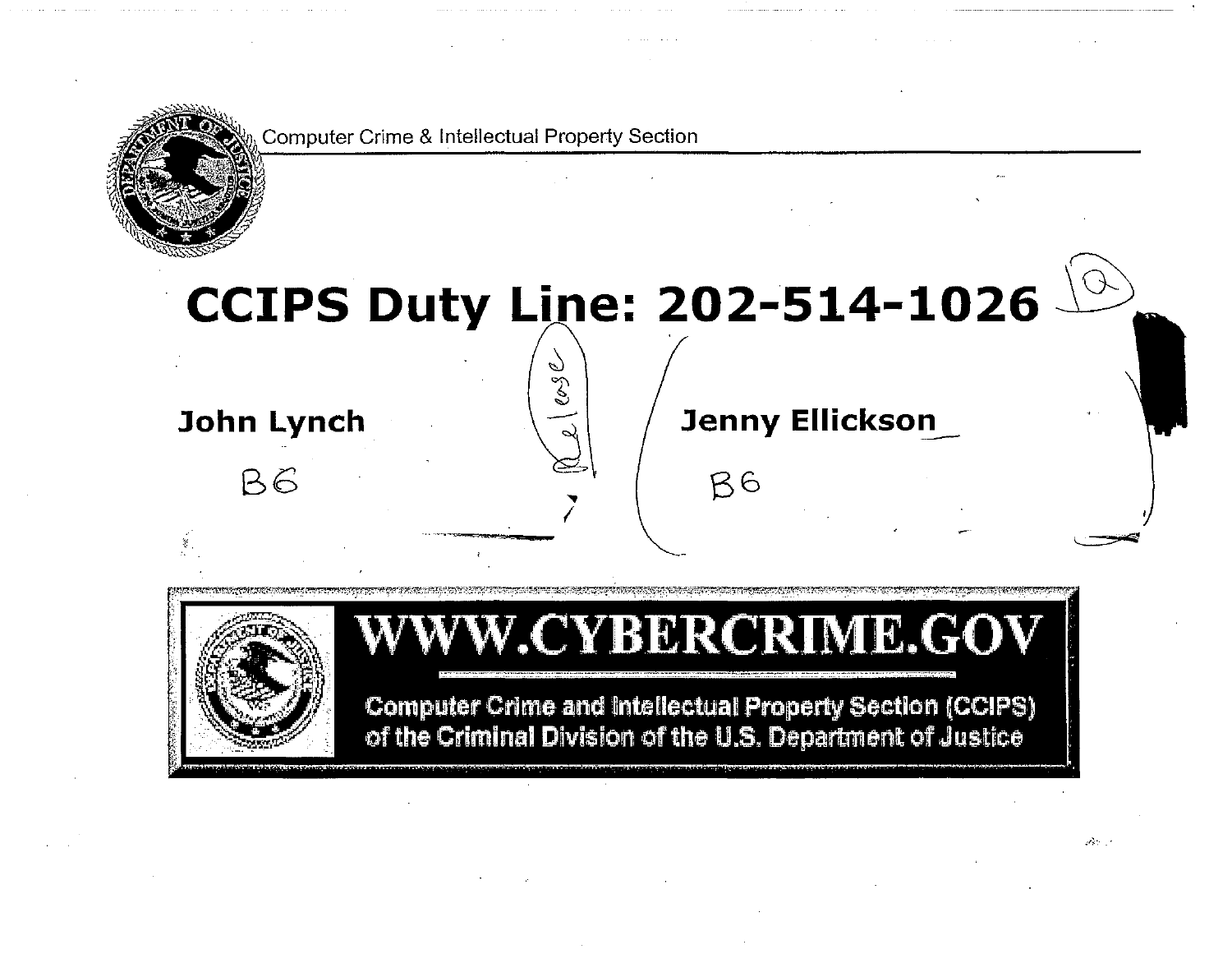Computer Crime & Intellectual Property Section

# CCIPS Duty Line: 202-514-1026

**John Lynch**

B6

Release

**Jenny Ellickson**

B6

WWW.CYBERCRIME.GOV

Computer Crime and Intellectual Property Section (CCIPS) of the Criminal Division of the U.S. Department of Justice